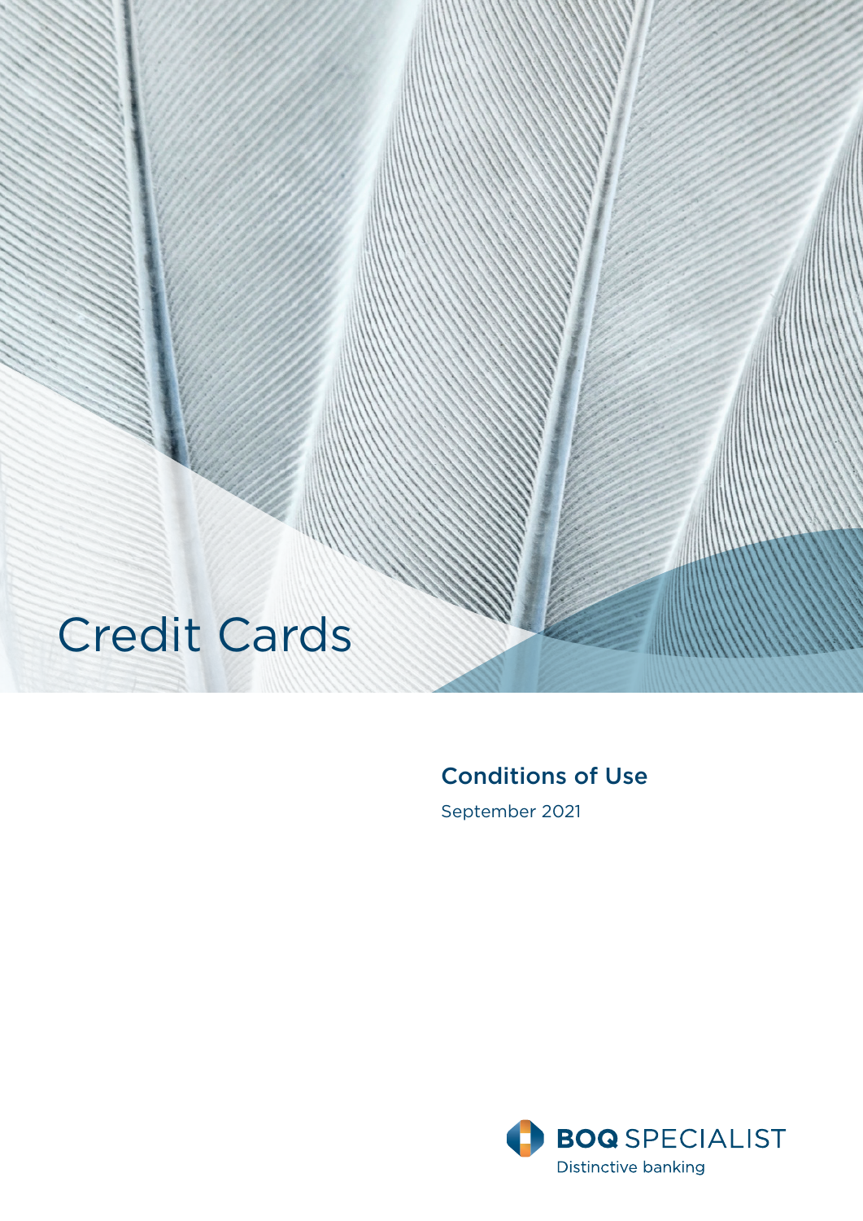# Credit Cards

## Conditions of Use

September 2021

BOQ SPECIALIST

Distinctive banking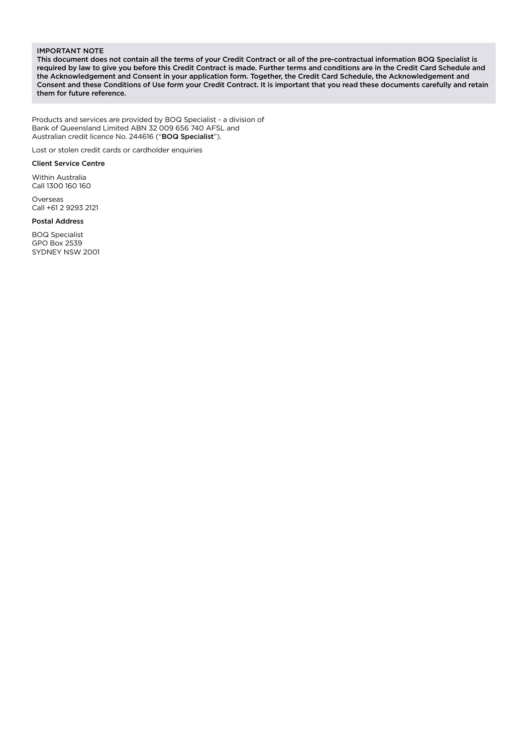**IMPORTANT NOTE**

**This document does not contain all the terms of your Credit Contract or all of the pre-contractual information BOQ Specialist is required by law to give you before this Credit Contract is made. Further terms and conditions are in the Credit Card Schedule and the Acknowledgement and Consent in your application form. Together, the Credit Card Schedule, the Acknowledgement and Consent and these Conditions of Use form your Credit Contract. It is important that you read these documents carefully and retain them for future reference.**

Products and services are provided by BOQ Specialist - a division of Bank of Queensland Limited ABN 32 009 656 740 AFSL and Australian credit licence No. 244616 ("**BOQ Specialist**").

Lost or stolen credit cards or cardholder enquiries

**Client Service Centre**

Within Australia
Call 1300 160 160

Overseas
Call +61 2 9293 2121

**Postal Address**

BOQ Specialist
GPO Box 2539
SYDNEY NSW 2001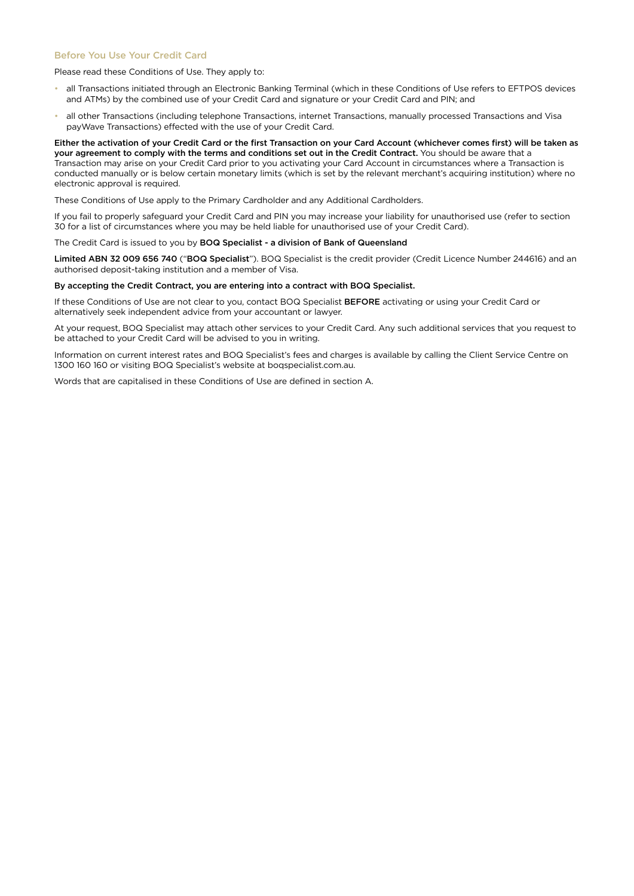## Before You Use Your Credit Card

Please read these Conditions of Use. They apply to:

- all Transactions initiated through an Electronic Banking Terminal (which in these Conditions of Use refers to EFTPOS devices and ATMs) by the combined use of your Credit Card and signature or your Credit Card and PIN; and
- all other Transactions (including telephone Transactions, internet Transactions, manually processed Transactions and Visa payWave Transactions) effected with the use of your Credit Card.

**Either the activation of your Credit Card or the first Transaction on your Card Account (whichever comes first) will be taken as your agreement to comply with the terms and conditions set out in the Credit Contract.** You should be aware that a Transaction may arise on your Credit Card prior to you activating your Card Account in circumstances where a Transaction is conducted manually or is below certain monetary limits (which is set by the relevant merchant's acquiring institution) where no electronic approval is required.

These Conditions of Use apply to the Primary Cardholder and any Additional Cardholders.

If you fail to properly safeguard your Credit Card and PIN you may increase your liability for unauthorised use (refer to section 30 for a list of circumstances where you may be held liable for unauthorised use of your Credit Card).

The Credit Card is issued to you by **BOQ Specialist - a division of Bank of Queensland**

**Limited ABN 32 009 656 740** ("**BOQ Specialist**"). BOQ Specialist is the credit provider (Credit Licence Number 244616) and an authorised deposit-taking institution and a member of Visa.

**By accepting the Credit Contract, you are entering into a contract with BOQ Specialist.**

If these Conditions of Use are not clear to you, contact BOQ Specialist **BEFORE** activating or using your Credit Card or alternatively seek independent advice from your accountant or lawyer.

At your request, BOQ Specialist may attach other services to your Credit Card. Any such additional services that you request to be attached to your Credit Card will be advised to you in writing.

Information on current interest rates and BOQ Specialist's fees and charges is available by calling the Client Service Centre on 1300 160 160 or visiting BOQ Specialist's website at boqspecialist.com.au.

Words that are capitalised in these Conditions of Use are defined in section A.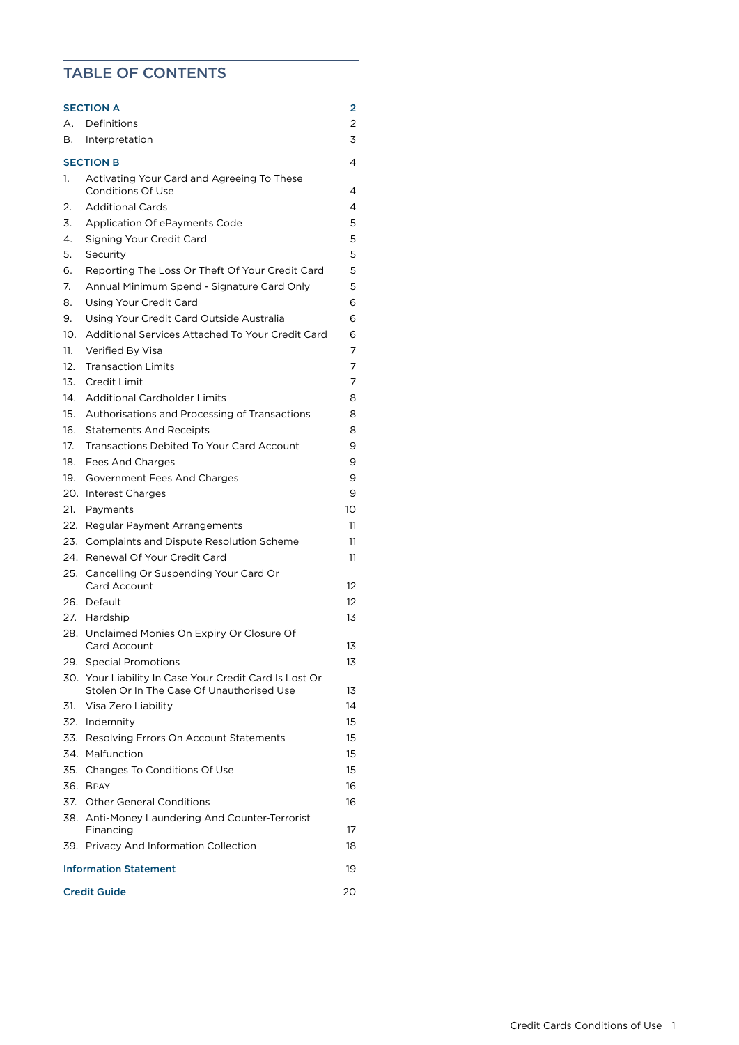# TABLE OF CONTENTS

| | | |
|---|---|---|
| **SECTION A** | | **2** |
| A. | Definitions | 2 |
| B. | Interpretation | 3 |
| **SECTION B** | | 4 |
| 1. | Activating Your Card and Agreeing To These Conditions Of Use | 4 |
| 2. | Additional Cards | 4 |
| 3. | Application Of ePayments Code | 5 |
| 4. | Signing Your Credit Card | 5 |
| 5. | Security | 5 |
| 6. | Reporting The Loss Or Theft Of Your Credit Card | 5 |
| 7. | Annual Minimum Spend - Signature Card Only | 5 |
| 8. | Using Your Credit Card | 6 |
| 9. | Using Your Credit Card Outside Australia | 6 |
| 10. | Additional Services Attached To Your Credit Card | 6 |
| 11. | Verified By Visa | 7 |
| 12. | Transaction Limits | 7 |
| 13. | Credit Limit | 7 |
| 14. | Additional Cardholder Limits | 8 |
| 15. | Authorisations and Processing of Transactions | 8 |
| 16. | Statements And Receipts | 8 |
| 17. | Transactions Debited To Your Card Account | 9 |
| 18. | Fees And Charges | 9 |
| 19. | Government Fees And Charges | 9 |
| 20. | Interest Charges | 9 |
| 21. | Payments | 10 |
| 22. | Regular Payment Arrangements | 11 |
| 23. | Complaints and Dispute Resolution Scheme | 11 |
| 24. | Renewal Of Your Credit Card | 11 |
| 25. | Cancelling Or Suspending Your Card Or Card Account | 12 |
| 26. | Default | 12 |
| 27. | Hardship | 13 |
| 28. | Unclaimed Monies On Expiry Or Closure Of Card Account | 13 |
| 29. | Special Promotions | 13 |
| 30. | Your Liability In Case Your Credit Card Is Lost Or Stolen Or In The Case Of Unauthorised Use | 13 |
| 31. | Visa Zero Liability | 14 |
| 32. | Indemnity | 15 |
| 33. | Resolving Errors On Account Statements | 15 |
| 34. | Malfunction | 15 |
| 35. | Changes To Conditions Of Use | 15 |
| 36. | BPAY | 16 |
| 37. | Other General Conditions | 16 |
| 38. | Anti-Money Laundering And Counter-Terrorist Financing | 17 |
| 39. | Privacy And Information Collection | 18 |
| **Information Statement** | | 19 |
| **Credit Guide** | | 20 |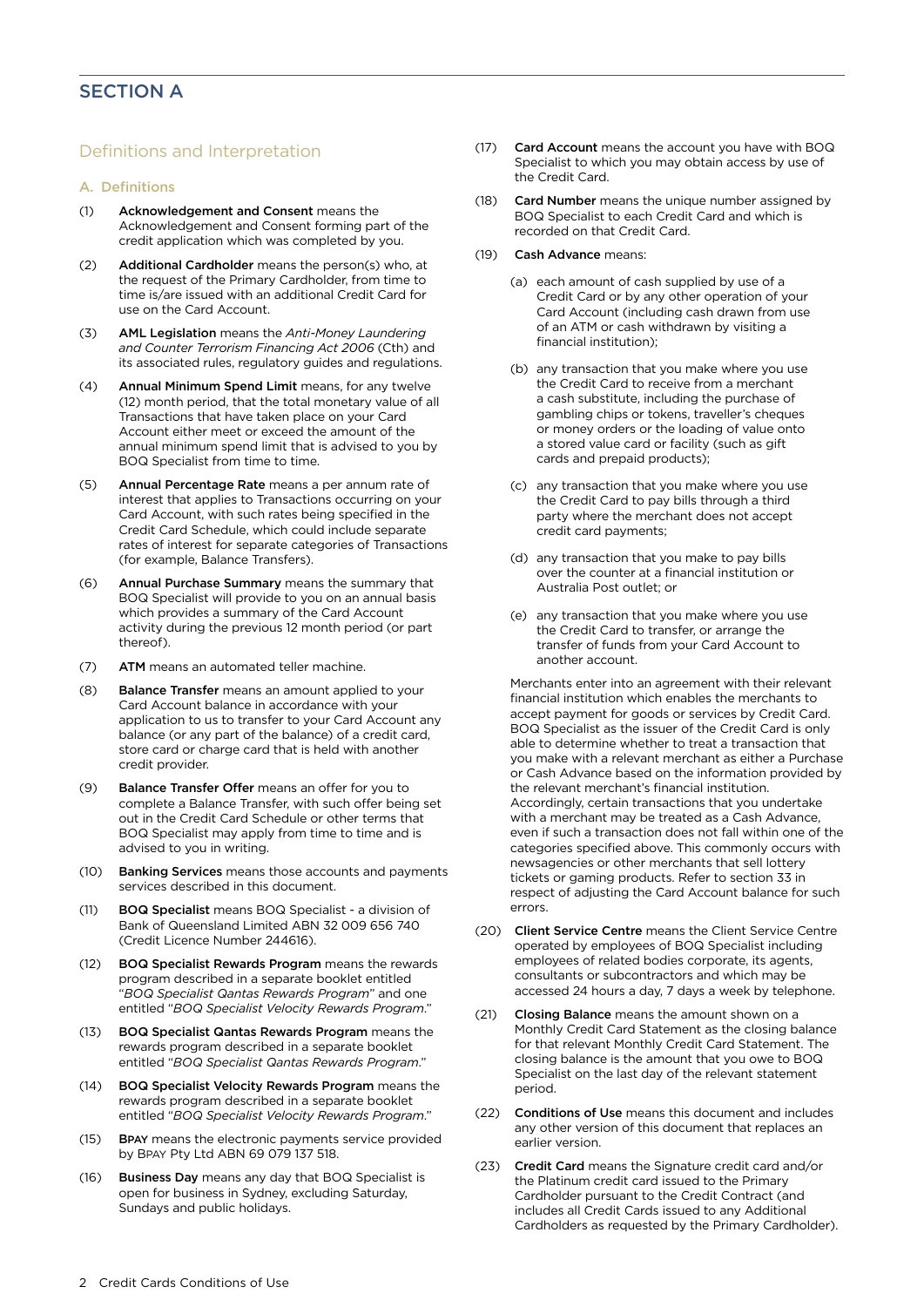# SECTION A

## Definitions and Interpretation

### A. Definitions

(1) **Acknowledgement and Consent** means the Acknowledgement and Consent forming part of the credit application which was completed by you.

(2) **Additional Cardholder** means the person(s) who, at the request of the Primary Cardholder, from time to time is/are issued with an additional Credit Card for use on the Card Account.

(3) **AML Legislation** means the *Anti-Money Laundering and Counter Terrorism Financing Act 2006* (Cth) and its associated rules, regulatory guides and regulations.

(4) **Annual Minimum Spend Limit** means, for any twelve (12) month period, that the total monetary value of all Transactions that have taken place on your Card Account either meet or exceed the amount of the annual minimum spend limit that is advised to you by BOQ Specialist from time to time.

(5) **Annual Percentage Rate** means a per annum rate of interest that applies to Transactions occurring on your Card Account, with such rates being specified in the Credit Card Schedule, which could include separate rates of interest for separate categories of Transactions (for example, Balance Transfers).

(6) **Annual Purchase Summary** means the summary that BOQ Specialist will provide to you on an annual basis which provides a summary of the Card Account activity during the previous 12 month period (or part thereof).

(7) **ATM** means an automated teller machine.

(8) **Balance Transfer** means an amount applied to your Card Account balance in accordance with your application to us to transfer to your Card Account any balance (or any part of the balance) of a credit card, store card or charge card that is held with another credit provider.

(9) **Balance Transfer Offer** means an offer for you to complete a Balance Transfer, with such offer being set out in the Credit Card Schedule or other terms that BOQ Specialist may apply from time to time and is advised to you in writing.

(10) **Banking Services** means those accounts and payments services described in this document.

(11) **BOQ Specialist** means BOQ Specialist - a division of Bank of Queensland Limited ABN 32 009 656 740 (Credit Licence Number 244616).

(12) **BOQ Specialist Rewards Program** means the rewards program described in a separate booklet entitled "*BOQ Specialist Qantas Rewards Program*" and one entitled "*BOQ Specialist Velocity Rewards Program*."

(13) **BOQ Specialist Qantas Rewards Program** means the rewards program described in a separate booklet entitled "*BOQ Specialist Qantas Rewards Program*."

(14) **BOQ Specialist Velocity Rewards Program** means the rewards program described in a separate booklet entitled "*BOQ Specialist Velocity Rewards Program*."

(15) **BPAY** means the electronic payments service provided by BPAY Pty Ltd ABN 69 079 137 518.

(16) **Business Day** means any day that BOQ Specialist is open for business in Sydney, excluding Saturday, Sundays and public holidays.

(17) **Card Account** means the account you have with BOQ Specialist to which you may obtain access by use of the Credit Card.

(18) **Card Number** means the unique number assigned by BOQ Specialist to each Credit Card and which is recorded on that Credit Card.

(19) **Cash Advance** means:

(a) each amount of cash supplied by use of a Credit Card or by any other operation of your Card Account (including cash drawn from use of an ATM or cash withdrawn by visiting a financial institution);

(b) any transaction that you make where you use the Credit Card to receive from a merchant a cash substitute, including the purchase of gambling chips or tokens, traveller's cheques or money orders or the loading of value onto a stored value card or facility (such as gift cards and prepaid products);

(c) any transaction that you make where you use the Credit Card to pay bills through a third party where the merchant does not accept credit card payments;

(d) any transaction that you make to pay bills over the counter at a financial institution or Australia Post outlet; or

(e) any transaction that you make where you use the Credit Card to transfer, or arrange the transfer of funds from your Card Account to another account.

Merchants enter into an agreement with their relevant financial institution which enables the merchants to accept payment for goods or services by Credit Card. BOQ Specialist as the issuer of the Credit Card is only able to determine whether to treat a transaction that you make with a relevant merchant as either a Purchase or Cash Advance based on the information provided by the relevant merchant's financial institution. Accordingly, certain transactions that you undertake with a merchant may be treated as a Cash Advance, even if such a transaction does not fall within one of the categories specified above. This commonly occurs with newsagencies or other merchants that sell lottery tickets or gaming products. Refer to section 33 in respect of adjusting the Card Account balance for such errors.

(20) **Client Service Centre** means the Client Service Centre operated by employees of BOQ Specialist including employees of related bodies corporate, its agents, consultants or subcontractors and which may be accessed 24 hours a day, 7 days a week by telephone.

(21) **Closing Balance** means the amount shown on a Monthly Credit Card Statement as the closing balance for that relevant Monthly Credit Card Statement. The closing balance is the amount that you owe to BOQ Specialist on the last day of the relevant statement period.

(22) **Conditions of Use** means this document and includes any other version of this document that replaces an earlier version.

(23) **Credit Card** means the Signature credit card and/or the Platinum credit card issued to the Primary Cardholder pursuant to the Credit Contract (and includes all Credit Cards issued to any Additional Cardholders as requested by the Primary Cardholder).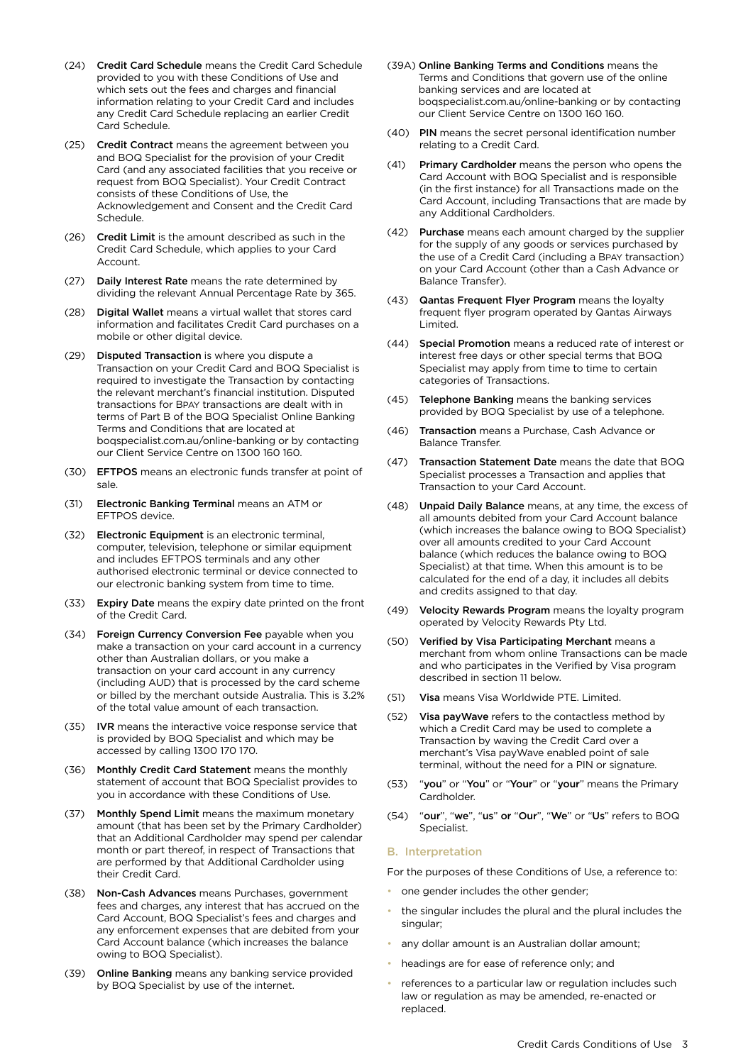(24) **Credit Card Schedule** means the Credit Card Schedule provided to you with these Conditions of Use and which sets out the fees and charges and financial information relating to your Credit Card and includes any Credit Card Schedule replacing an earlier Credit Card Schedule.

(25) **Credit Contract** means the agreement between you and BOQ Specialist for the provision of your Credit Card (and any associated facilities that you receive or request from BOQ Specialist). Your Credit Contract consists of these Conditions of Use, the Acknowledgement and Consent and the Credit Card Schedule.

(26) **Credit Limit** is the amount described as such in the Credit Card Schedule, which applies to your Card Account.

(27) **Daily Interest Rate** means the rate determined by dividing the relevant Annual Percentage Rate by 365.

(28) **Digital Wallet** means a virtual wallet that stores card information and facilitates Credit Card purchases on a mobile or other digital device.

(29) **Disputed Transaction** is where you dispute a Transaction on your Credit Card and BOQ Specialist is required to investigate the Transaction by contacting the relevant merchant's financial institution. Disputed transactions for BPAY transactions are dealt with in terms of Part B of the BOQ Specialist Online Banking Terms and Conditions that are located at boqspecialist.com.au/online-banking or by contacting our Client Service Centre on 1300 160 160.

(30) **EFTPOS** means an electronic funds transfer at point of sale.

(31) **Electronic Banking Terminal** means an ATM or EFTPOS device.

(32) **Electronic Equipment** is an electronic terminal, computer, television, telephone or similar equipment and includes EFTPOS terminals and any other authorised electronic terminal or device connected to our electronic banking system from time to time.

(33) **Expiry Date** means the expiry date printed on the front of the Credit Card.

(34) **Foreign Currency Conversion Fee** payable when you make a transaction on your card account in a currency other than Australian dollars, or you make a transaction on your card account in any currency (including AUD) that is processed by the card scheme or billed by the merchant outside Australia. This is 3.2% of the total value amount of each transaction.

(35) **IVR** means the interactive voice response service that is provided by BOQ Specialist and which may be accessed by calling 1300 170 170.

(36) **Monthly Credit Card Statement** means the monthly statement of account that BOQ Specialist provides to you in accordance with these Conditions of Use.

(37) **Monthly Spend Limit** means the maximum monetary amount (that has been set by the Primary Cardholder) that an Additional Cardholder may spend per calendar month or part thereof, in respect of Transactions that are performed by that Additional Cardholder using their Credit Card.

(38) **Non-Cash Advances** means Purchases, government fees and charges, any interest that has accrued on the Card Account, BOQ Specialist's fees and charges and any enforcement expenses that are debited from your Card Account balance (which increases the balance owing to BOQ Specialist).

(39) **Online Banking** means any banking service provided by BOQ Specialist by use of the internet.

(39A) **Online Banking Terms and Conditions** means the Terms and Conditions that govern use of the online banking services and are located at boqspecialist.com.au/online-banking or by contacting our Client Service Centre on 1300 160 160.

(40) **PIN** means the secret personal identification number relating to a Credit Card.

(41) **Primary Cardholder** means the person who opens the Card Account with BOQ Specialist and is responsible (in the first instance) for all Transactions made on the Card Account, including Transactions that are made by any Additional Cardholders.

(42) **Purchase** means each amount charged by the supplier for the supply of any goods or services purchased by the use of a Credit Card (including a BPAY transaction) on your Card Account (other than a Cash Advance or Balance Transfer).

(43) **Qantas Frequent Flyer Program** means the loyalty frequent flyer program operated by Qantas Airways Limited.

(44) **Special Promotion** means a reduced rate of interest or interest free days or other special terms that BOQ Specialist may apply from time to time to certain categories of Transactions.

(45) **Telephone Banking** means the banking services provided by BOQ Specialist by use of a telephone.

(46) **Transaction** means a Purchase, Cash Advance or Balance Transfer.

(47) **Transaction Statement Date** means the date that BOQ Specialist processes a Transaction and applies that Transaction to your Card Account.

(48) **Unpaid Daily Balance** means, at any time, the excess of all amounts debited from your Card Account balance (which increases the balance owing to BOQ Specialist) over all amounts credited to your Card Account balance (which reduces the balance owing to BOQ Specialist) at that time. When this amount is to be calculated for the end of a day, it includes all debits and credits assigned to that day.

(49) **Velocity Rewards Program** means the loyalty program operated by Velocity Rewards Pty Ltd.

(50) **Verified by Visa Participating Merchant** means a merchant from whom online Transactions can be made and who participates in the Verified by Visa program described in section 11 below.

(51) **Visa** means Visa Worldwide PTE. Limited.

(52) **Visa payWave** refers to the contactless method by which a Credit Card may be used to complete a Transaction by waving the Credit Card over a merchant's Visa payWave enabled point of sale terminal, without the need for a PIN or signature.

(53) "**you**" or "**You**" or "**Your**" or "**your**" means the Primary Cardholder.

(54) "**our**", "**we**", "**us**" **or** "**Our**", "**We**" or "**Us**" refers to BOQ Specialist.

## B. Interpretation

For the purposes of these Conditions of Use, a reference to:

- one gender includes the other gender;
- the singular includes the plural and the plural includes the singular;
- any dollar amount is an Australian dollar amount;
- headings are for ease of reference only; and
- references to a particular law or regulation includes such law or regulation as may be amended, re-enacted or replaced.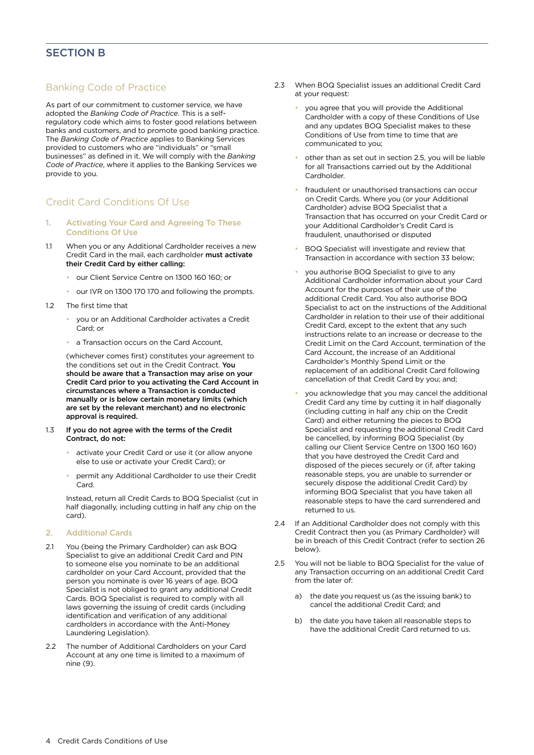# SECTION B

## Banking Code of Practice

As part of our commitment to customer service, we have adopted the *Banking Code of Practice*. This is a self-regulatory code which aims to foster good relations between banks and customers, and to promote good banking practice. The *Banking Code of Practice* applies to Banking Services provided to customers who are "individuals" or "small businesses" as defined in it. We will comply with the *Banking Code of Practice*, where it applies to the Banking Services we provide to you.

## Credit Card Conditions Of Use

### 1. Activating Your Card and Agreeing To These Conditions Of Use

1.1 When you or any Additional Cardholder receives a new Credit Card in the mail, each cardholder **must activate their Credit Card by either calling:**

- our Client Service Centre on 1300 160 160; or
- our IVR on 1300 170 170 and following the prompts.

1.2 The first time that

- you or an Additional Cardholder activates a Credit Card; or
- a Transaction occurs on the Card Account,

(whichever comes first) constitutes your agreement to the conditions set out in the Credit Contract. **You should be aware that a Transaction may arise on your Credit Card prior to you activating the Card Account in circumstances where a Transaction is conducted manually or is below certain monetary limits (which are set by the relevant merchant) and no electronic approval is required.**

1.3 **If you do not agree with the terms of the Credit Contract, do not:**

- activate your Credit Card or use it (or allow anyone else to use or activate your Credit Card); or
- permit any Additional Cardholder to use their Credit Card.

Instead, return all Credit Cards to BOQ Specialist (cut in half diagonally, including cutting in half any chip on the card).

### 2. Additional Cards

2.1 You (being the Primary Cardholder) can ask BOQ Specialist to give an additional Credit Card and PIN to someone else you nominate to be an additional cardholder on your Card Account, provided that the person you nominate is over 16 years of age. BOQ Specialist is not obliged to grant any additional Credit Cards. BOQ Specialist is required to comply with all laws governing the issuing of credit cards (including identification and verification of any additional cardholders in accordance with the Anti-Money Laundering Legislation).

2.2 The number of Additional Cardholders on your Card Account at any one time is limited to a maximum of nine (9).

2.3 When BOQ Specialist issues an additional Credit Card at your request:

- you agree that you will provide the Additional Cardholder with a copy of these Conditions of Use and any updates BOQ Specialist makes to these Conditions of Use from time to time that are communicated to you;
- other than as set out in section 2.5, you will be liable for all Transactions carried out by the Additional Cardholder.
- fraudulent or unauthorised transactions can occur on Credit Cards. Where you (or your Additional Cardholder) advise BOQ Specialist that a Transaction that has occurred on your Credit Card or your Additional Cardholder's Credit Card is fraudulent, unauthorised or disputed
- BOQ Specialist will investigate and review that Transaction in accordance with section 33 below;
- you authorise BOQ Specialist to give to any Additional Cardholder information about your Card Account for the purposes of their use of the additional Credit Card. You also authorise BOQ Specialist to act on the instructions of the Additional Cardholder in relation to their use of their additional Credit Card, except to the extent that any such instructions relate to an increase or decrease to the Credit Limit on the Card Account, termination of the Card Account, the increase of an Additional Cardholder's Monthly Spend Limit or the replacement of an additional Credit Card following cancellation of that Credit Card by you; and;
- you acknowledge that you may cancel the additional Credit Card any time by cutting it in half diagonally (including cutting in half any chip on the Credit Card) and either returning the pieces to BOQ Specialist and requesting the additional Credit Card be cancelled, by informing BOQ Specialist (by calling our Client Service Centre on 1300 160 160) that you have destroyed the Credit Card and disposed of the pieces securely or (if, after taking reasonable steps, you are unable to surrender or securely dispose the additional Credit Card) by informing BOQ Specialist that you have taken all reasonable steps to have the card surrendered and returned to us.

2.4 If an Additional Cardholder does not comply with this Credit Contract then you (as Primary Cardholder) will be in breach of this Credit Contract (refer to section 26 below).

2.5 You will not be liable to BOQ Specialist for the value of any Transaction occurring on an additional Credit Card from the later of:

a) the date you request us (as the issuing bank) to cancel the additional Credit Card; and

b) the date you have taken all reasonable steps to have the additional Credit Card returned to us.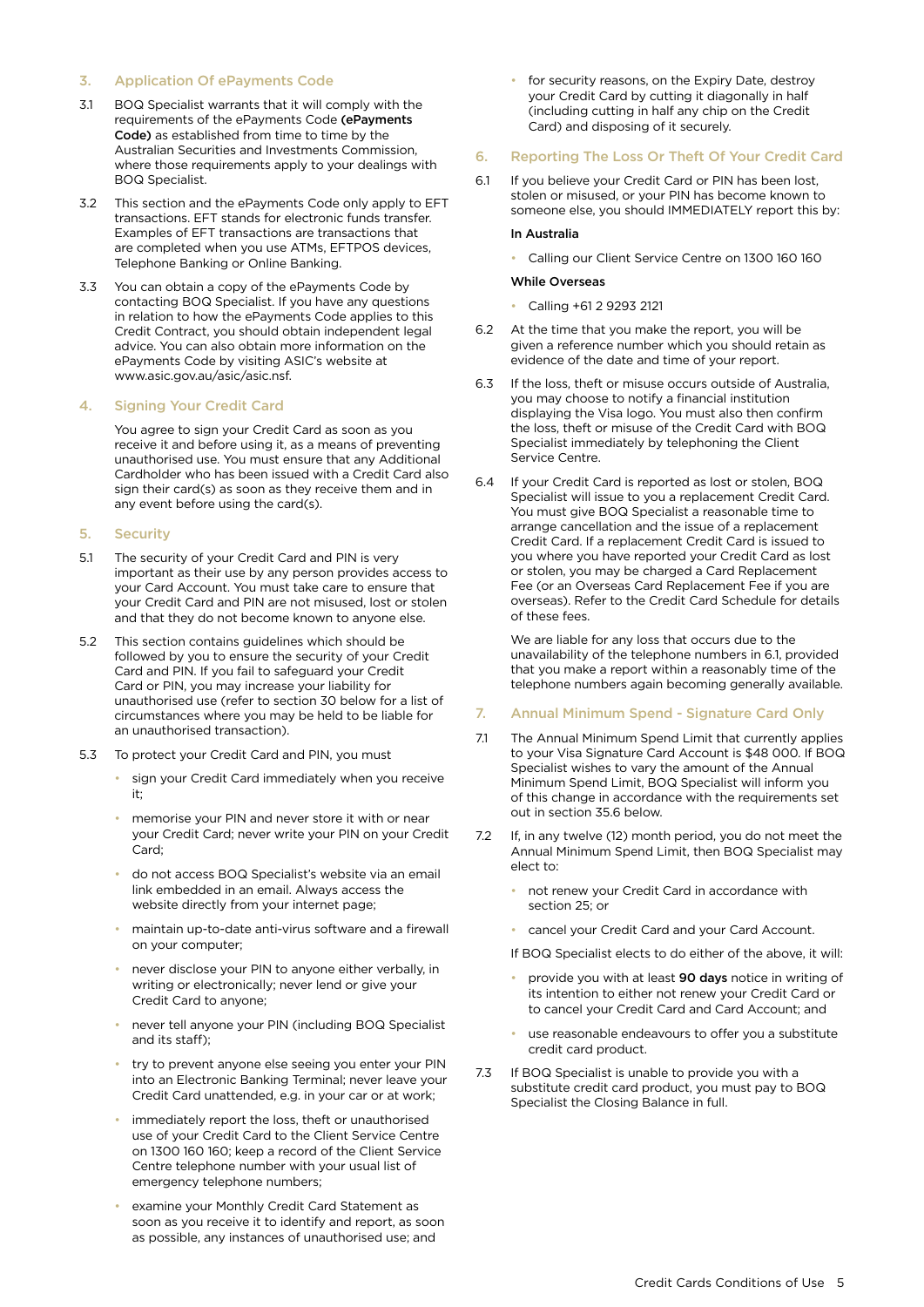## 3. Application Of ePayments Code

3.1 BOQ Specialist warrants that it will comply with the requirements of the ePayments Code **(ePayments Code)** as established from time to time by the Australian Securities and Investments Commission, where those requirements apply to your dealings with BOQ Specialist.

3.2 This section and the ePayments Code only apply to EFT transactions. EFT stands for electronic funds transfer. Examples of EFT transactions are transactions that are completed when you use ATMs, EFTPOS devices, Telephone Banking or Online Banking.

3.3 You can obtain a copy of the ePayments Code by contacting BOQ Specialist. If you have any questions in relation to how the ePayments Code applies to this Credit Contract, you should obtain independent legal advice. You can also obtain more information on the ePayments Code by visiting ASIC's website at www.asic.gov.au/asic/asic.nsf.

## 4. Signing Your Credit Card

You agree to sign your Credit Card as soon as you receive it and before using it, as a means of preventing unauthorised use. You must ensure that any Additional Cardholder who has been issued with a Credit Card also sign their card(s) as soon as they receive them and in any event before using the card(s).

## 5. Security

5.1 The security of your Credit Card and PIN is very important as their use by any person provides access to your Card Account. You must take care to ensure that your Credit Card and PIN are not misused, lost or stolen and that they do not become known to anyone else.

5.2 This section contains guidelines which should be followed by you to ensure the security of your Credit Card and PIN. If you fail to safeguard your Credit Card or PIN, you may increase your liability for unauthorised use (refer to section 30 below for a list of circumstances where you may be held to be liable for an unauthorised transaction).

5.3 To protect your Credit Card and PIN, you must

- sign your Credit Card immediately when you receive it;
- memorise your PIN and never store it with or near your Credit Card; never write your PIN on your Credit Card;
- do not access BOQ Specialist's website via an email link embedded in an email. Always access the website directly from your internet page;
- maintain up-to-date anti-virus software and a firewall on your computer;
- never disclose your PIN to anyone either verbally, in writing or electronically; never lend or give your Credit Card to anyone;
- never tell anyone your PIN (including BOQ Specialist and its staff);
- try to prevent anyone else seeing you enter your PIN into an Electronic Banking Terminal; never leave your Credit Card unattended, e.g. in your car or at work;
- immediately report the loss, theft or unauthorised use of your Credit Card to the Client Service Centre on 1300 160 160; keep a record of the Client Service Centre telephone number with your usual list of emergency telephone numbers;
- examine your Monthly Credit Card Statement as soon as you receive it to identify and report, as soon as possible, any instances of unauthorised use; and
- for security reasons, on the Expiry Date, destroy your Credit Card by cutting it diagonally in half (including cutting in half any chip on the Credit Card) and disposing of it securely.

## 6. Reporting The Loss Or Theft Of Your Credit Card

6.1 If you believe your Credit Card or PIN has been lost, stolen or misused, or your PIN has become known to someone else, you should IMMEDIATELY report this by:

**In Australia**

- Calling our Client Service Centre on 1300 160 160

**While Overseas**

- Calling +61 2 9293 2121

6.2 At the time that you make the report, you will be given a reference number which you should retain as evidence of the date and time of your report.

6.3 If the loss, theft or misuse occurs outside of Australia, you may choose to notify a financial institution displaying the Visa logo. You must also then confirm the loss, theft or misuse of the Credit Card with BOQ Specialist immediately by telephoning the Client Service Centre.

6.4 If your Credit Card is reported as lost or stolen, BOQ Specialist will issue to you a replacement Credit Card. You must give BOQ Specialist a reasonable time to arrange cancellation and the issue of a replacement Credit Card. If a replacement Credit Card is issued to you where you have reported your Credit Card as lost or stolen, you may be charged a Card Replacement Fee (or an Overseas Card Replacement Fee if you are overseas). Refer to the Credit Card Schedule for details of these fees.

We are liable for any loss that occurs due to the unavailability of the telephone numbers in 6.1, provided that you make a report within a reasonably time of the telephone numbers again becoming generally available.

## 7. Annual Minimum Spend - Signature Card Only

7.1 The Annual Minimum Spend Limit that currently applies to your Visa Signature Card Account is $48 000. If BOQ Specialist wishes to vary the amount of the Annual Minimum Spend Limit, BOQ Specialist will inform you of this change in accordance with the requirements set out in section 35.6 below.

7.2 If, in any twelve (12) month period, you do not meet the Annual Minimum Spend Limit, then BOQ Specialist may elect to:

- not renew your Credit Card in accordance with section 25; or
- cancel your Credit Card and your Card Account.

If BOQ Specialist elects to do either of the above, it will:

- provide you with at least **90 days** notice in writing of its intention to either not renew your Credit Card or to cancel your Credit Card and Card Account; and
- use reasonable endeavours to offer you a substitute credit card product.

7.3 If BOQ Specialist is unable to provide you with a substitute credit card product, you must pay to BOQ Specialist the Closing Balance in full.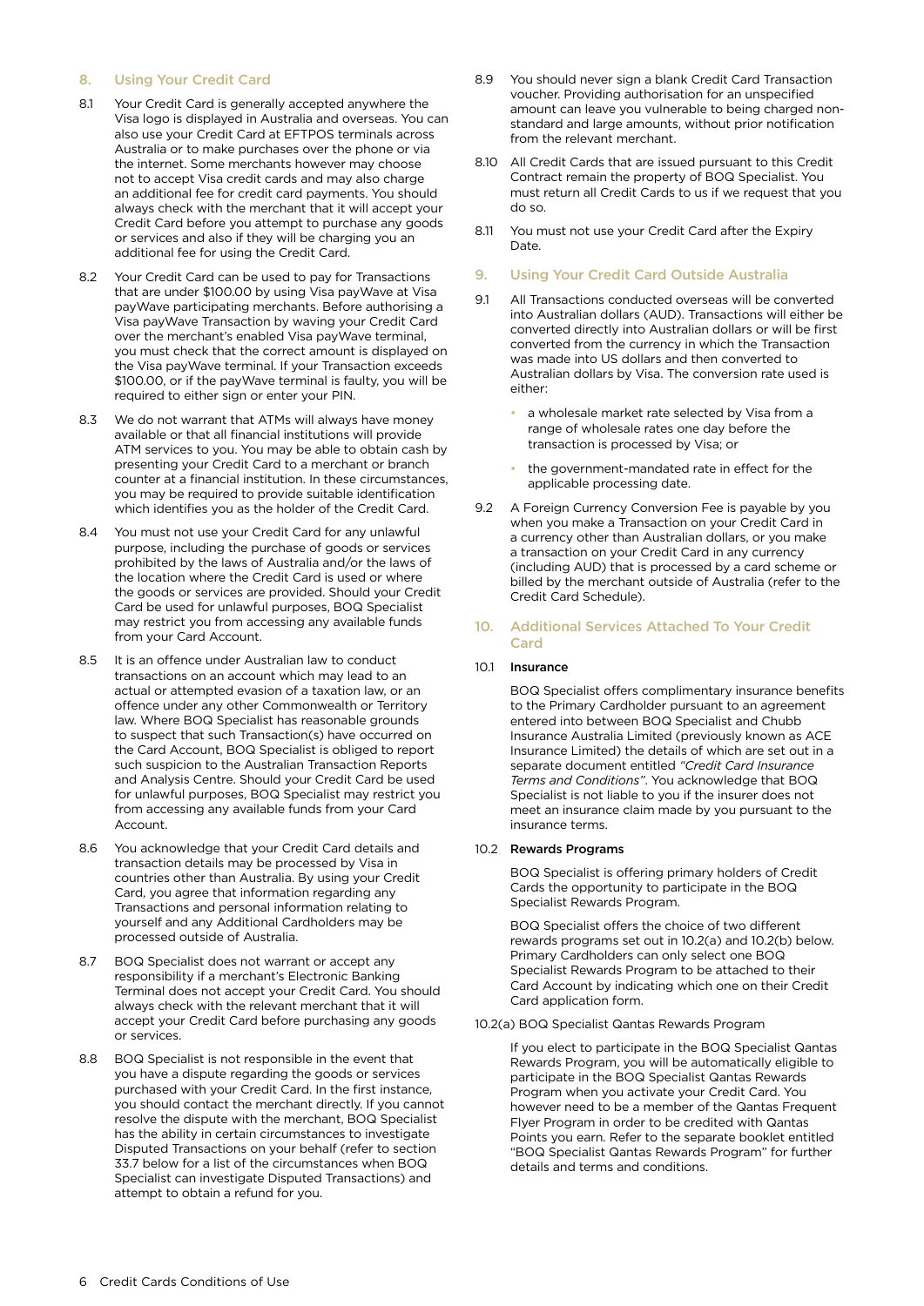## 8. Using Your Credit Card

8.1 Your Credit Card is generally accepted anywhere the Visa logo is displayed in Australia and overseas. You can also use your Credit Card at EFTPOS terminals across Australia or to make purchases over the phone or via the internet. Some merchants however may choose not to accept Visa credit cards and may also charge an additional fee for credit card payments. You should always check with the merchant that it will accept your Credit Card before you attempt to purchase any goods or services and also if they will be charging you an additional fee for using the Credit Card.

8.2 Your Credit Card can be used to pay for Transactions that are under $100.00 by using Visa payWave at Visa payWave participating merchants. Before authorising a Visa payWave Transaction by waving your Credit Card over the merchant's enabled Visa payWave terminal, you must check that the correct amount is displayed on the Visa payWave terminal. If your Transaction exceeds $100.00, or if the payWave terminal is faulty, you will be required to either sign or enter your PIN.

8.3 We do not warrant that ATMs will always have money available or that all financial institutions will provide ATM services to you. You may be able to obtain cash by presenting your Credit Card to a merchant or branch counter at a financial institution. In these circumstances, you may be required to provide suitable identification which identifies you as the holder of the Credit Card.

8.4 You must not use your Credit Card for any unlawful purpose, including the purchase of goods or services prohibited by the laws of Australia and/or the laws of the location where the Credit Card is used or where the goods or services are provided. Should your Credit Card be used for unlawful purposes, BOQ Specialist may restrict you from accessing any available funds from your Card Account.

8.5 It is an offence under Australian law to conduct transactions on an account which may lead to an actual or attempted evasion of a taxation law, or an offence under any other Commonwealth or Territory law. Where BOQ Specialist has reasonable grounds to suspect that such Transaction(s) have occurred on the Card Account, BOQ Specialist is obliged to report such suspicion to the Australian Transaction Reports and Analysis Centre. Should your Credit Card be used for unlawful purposes, BOQ Specialist may restrict you from accessing any available funds from your Card Account.

8.6 You acknowledge that your Credit Card details and transaction details may be processed by Visa in countries other than Australia. By using your Credit Card, you agree that information regarding any Transactions and personal information relating to yourself and any Additional Cardholders may be processed outside of Australia.

8.7 BOQ Specialist does not warrant or accept any responsibility if a merchant's Electronic Banking Terminal does not accept your Credit Card. You should always check with the relevant merchant that it will accept your Credit Card before purchasing any goods or services.

8.8 BOQ Specialist is not responsible in the event that you have a dispute regarding the goods or services purchased with your Credit Card. In the first instance, you should contact the merchant directly. If you cannot resolve the dispute with the merchant, BOQ Specialist has the ability in certain circumstances to investigate Disputed Transactions on your behalf (refer to section 33.7 below for a list of the circumstances when BOQ Specialist can investigate Disputed Transactions) and attempt to obtain a refund for you.

8.9 You should never sign a blank Credit Card Transaction voucher. Providing authorisation for an unspecified amount can leave you vulnerable to being charged non-standard and large amounts, without prior notification from the relevant merchant.

8.10 All Credit Cards that are issued pursuant to this Credit Contract remain the property of BOQ Specialist. You must return all Credit Cards to us if we request that you do so.

8.11 You must not use your Credit Card after the Expiry Date.

## 9. Using Your Credit Card Outside Australia

9.1 All Transactions conducted overseas will be converted into Australian dollars (AUD). Transactions will either be converted directly into Australian dollars or will be first converted from the currency in which the Transaction was made into US dollars and then converted to Australian dollars by Visa. The conversion rate used is either:

- a wholesale market rate selected by Visa from a range of wholesale rates one day before the transaction is processed by Visa; or
- the government-mandated rate in effect for the applicable processing date.

9.2 A Foreign Currency Conversion Fee is payable by you when you make a Transaction on your Credit Card in a currency other than Australian dollars, or you make a transaction on your Credit Card in any currency (including AUD) that is processed by a card scheme or billed by the merchant outside of Australia (refer to the Credit Card Schedule).

## 10. Additional Services Attached To Your Credit Card

### 10.1 Insurance

BOQ Specialist offers complimentary insurance benefits to the Primary Cardholder pursuant to an agreement entered into between BOQ Specialist and Chubb Insurance Australia Limited (previously known as ACE Insurance Limited) the details of which are set out in a separate document entitled *"Credit Card Insurance Terms and Conditions"*. You acknowledge that BOQ Specialist is not liable to you if the insurer does not meet an insurance claim made by you pursuant to the insurance terms.

### 10.2 Rewards Programs

BOQ Specialist is offering primary holders of Credit Cards the opportunity to participate in the BOQ Specialist Rewards Program.

BOQ Specialist offers the choice of two different rewards programs set out in 10.2(a) and 10.2(b) below. Primary Cardholders can only select one BOQ Specialist Rewards Program to be attached to their Card Account by indicating which one on their Credit Card application form.

10.2(a) BOQ Specialist Qantas Rewards Program

If you elect to participate in the BOQ Specialist Qantas Rewards Program, you will be automatically eligible to participate in the BOQ Specialist Qantas Rewards Program when you activate your Credit Card. You however need to be a member of the Qantas Frequent Flyer Program in order to be credited with Qantas Points you earn. Refer to the separate booklet entitled "BOQ Specialist Qantas Rewards Program" for further details and terms and conditions.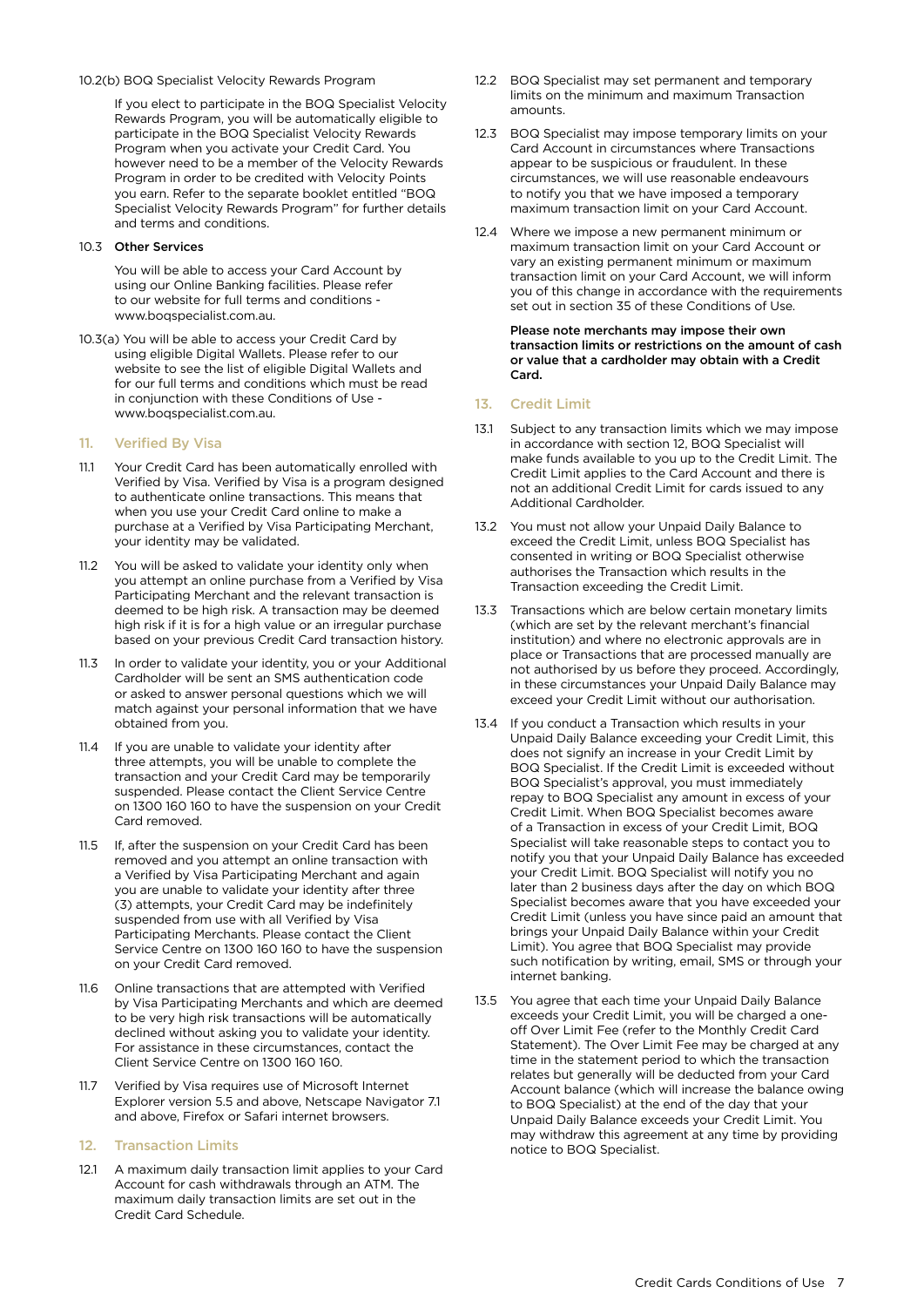10.2(b) BOQ Specialist Velocity Rewards Program

If you elect to participate in the BOQ Specialist Velocity Rewards Program, you will be automatically eligible to participate in the BOQ Specialist Velocity Rewards Program when you activate your Credit Card. You however need to be a member of the Velocity Rewards Program in order to be credited with Velocity Points you earn. Refer to the separate booklet entitled "BOQ Specialist Velocity Rewards Program" for further details and terms and conditions.

10.3 **Other Services**

You will be able to access your Card Account by using our Online Banking facilities. Please refer to our website for full terms and conditions - www.boqspecialist.com.au.

10.3(a) You will be able to access your Credit Card by using eligible Digital Wallets. Please refer to our website to see the list of eligible Digital Wallets and for our full terms and conditions which must be read in conjunction with these Conditions of Use - www.boqspecialist.com.au.

## 11. Verified By Visa

11.1 Your Credit Card has been automatically enrolled with Verified by Visa. Verified by Visa is a program designed to authenticate online transactions. This means that when you use your Credit Card online to make a purchase at a Verified by Visa Participating Merchant, your identity may be validated.

11.2 You will be asked to validate your identity only when you attempt an online purchase from a Verified by Visa Participating Merchant and the relevant transaction is deemed to be high risk. A transaction may be deemed high risk if it is for a high value or an irregular purchase based on your previous Credit Card transaction history.

11.3 In order to validate your identity, you or your Additional Cardholder will be sent an SMS authentication code or asked to answer personal questions which we will match against your personal information that we have obtained from you.

11.4 If you are unable to validate your identity after three attempts, you will be unable to complete the transaction and your Credit Card may be temporarily suspended. Please contact the Client Service Centre on 1300 160 160 to have the suspension on your Credit Card removed.

11.5 If, after the suspension on your Credit Card has been removed and you attempt an online transaction with a Verified by Visa Participating Merchant and again you are unable to validate your identity after three (3) attempts, your Credit Card may be indefinitely suspended from use with all Verified by Visa Participating Merchants. Please contact the Client Service Centre on 1300 160 160 to have the suspension on your Credit Card removed.

11.6 Online transactions that are attempted with Verified by Visa Participating Merchants and which are deemed to be very high risk transactions will be automatically declined without asking you to validate your identity. For assistance in these circumstances, contact the Client Service Centre on 1300 160 160.

11.7 Verified by Visa requires use of Microsoft Internet Explorer version 5.5 and above, Netscape Navigator 7.1 and above, Firefox or Safari internet browsers.

## 12. Transaction Limits

12.1 A maximum daily transaction limit applies to your Card Account for cash withdrawals through an ATM. The maximum daily transaction limits are set out in the Credit Card Schedule.

12.2 BOQ Specialist may set permanent and temporary limits on the minimum and maximum Transaction amounts.

12.3 BOQ Specialist may impose temporary limits on your Card Account in circumstances where Transactions appear to be suspicious or fraudulent. In these circumstances, we will use reasonable endeavours to notify you that we have imposed a temporary maximum transaction limit on your Card Account.

12.4 Where we impose a new permanent minimum or maximum transaction limit on your Card Account or vary an existing permanent minimum or maximum transaction limit on your Card Account, we will inform you of this change in accordance with the requirements set out in section 35 of these Conditions of Use.

**Please note merchants may impose their own transaction limits or restrictions on the amount of cash or value that a cardholder may obtain with a Credit Card.**

## 13. Credit Limit

13.1 Subject to any transaction limits which we may impose in accordance with section 12, BOQ Specialist will make funds available to you up to the Credit Limit. The Credit Limit applies to the Card Account and there is not an additional Credit Limit for cards issued to any Additional Cardholder.

13.2 You must not allow your Unpaid Daily Balance to exceed the Credit Limit, unless BOQ Specialist has consented in writing or BOQ Specialist otherwise authorises the Transaction which results in the Transaction exceeding the Credit Limit.

13.3 Transactions which are below certain monetary limits (which are set by the relevant merchant's financial institution) and where no electronic approvals are in place or Transactions that are processed manually are not authorised by us before they proceed. Accordingly, in these circumstances your Unpaid Daily Balance may exceed your Credit Limit without our authorisation.

13.4 If you conduct a Transaction which results in your Unpaid Daily Balance exceeding your Credit Limit, this does not signify an increase in your Credit Limit by BOQ Specialist. If the Credit Limit is exceeded without BOQ Specialist's approval, you must immediately repay to BOQ Specialist any amount in excess of your Credit Limit. When BOQ Specialist becomes aware of a Transaction in excess of your Credit Limit, BOQ Specialist will take reasonable steps to contact you to notify you that your Unpaid Daily Balance has exceeded your Credit Limit. BOQ Specialist will notify you no later than 2 business days after the day on which BOQ Specialist becomes aware that you have exceeded your Credit Limit (unless you have since paid an amount that brings your Unpaid Daily Balance within your Credit Limit). You agree that BOQ Specialist may provide such notification by writing, email, SMS or through your internet banking.

13.5 You agree that each time your Unpaid Daily Balance exceeds your Credit Limit, you will be charged a one-off Over Limit Fee (refer to the Monthly Credit Card Statement). The Over Limit Fee may be charged at any time in the statement period to which the transaction relates but generally will be deducted from your Card Account balance (which will increase the balance owing to BOQ Specialist) at the end of the day that your Unpaid Daily Balance exceeds your Credit Limit. You may withdraw this agreement at any time by providing notice to BOQ Specialist.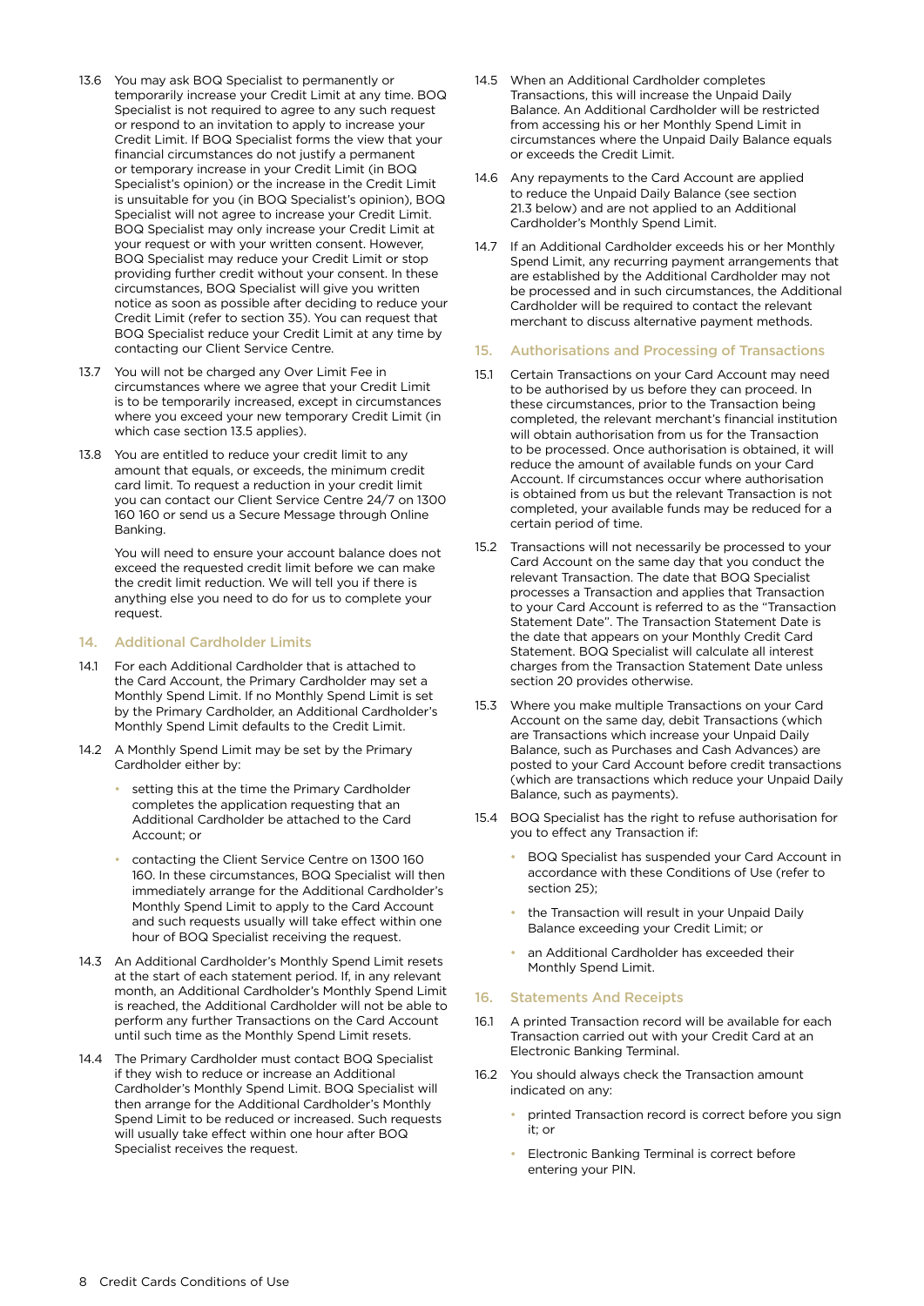13.6 You may ask BOQ Specialist to permanently or temporarily increase your Credit Limit at any time. BOQ Specialist is not required to agree to any such request or respond to an invitation to apply to increase your Credit Limit. If BOQ Specialist forms the view that your financial circumstances do not justify a permanent or temporary increase in your Credit Limit (in BOQ Specialist's opinion) or the increase in the Credit Limit is unsuitable for you (in BOQ Specialist's opinion), BOQ Specialist will not agree to increase your Credit Limit. BOQ Specialist may only increase your Credit Limit at your request or with your written consent. However, BOQ Specialist may reduce your Credit Limit or stop providing further credit without your consent. In these circumstances, BOQ Specialist will give you written notice as soon as possible after deciding to reduce your Credit Limit (refer to section 35). You can request that BOQ Specialist reduce your Credit Limit at any time by contacting our Client Service Centre.

13.7 You will not be charged any Over Limit Fee in circumstances where we agree that your Credit Limit is to be temporarily increased, except in circumstances where you exceed your new temporary Credit Limit (in which case section 13.5 applies).

13.8 You are entitled to reduce your credit limit to any amount that equals, or exceeds, the minimum credit card limit. To request a reduction in your credit limit you can contact our Client Service Centre 24/7 on 1300 160 160 or send us a Secure Message through Online Banking.

You will need to ensure your account balance does not exceed the requested credit limit before we can make the credit limit reduction. We will tell you if there is anything else you need to do for us to complete your request.

## 14. Additional Cardholder Limits

14.1 For each Additional Cardholder that is attached to the Card Account, the Primary Cardholder may set a Monthly Spend Limit. If no Monthly Spend Limit is set by the Primary Cardholder, an Additional Cardholder's Monthly Spend Limit defaults to the Credit Limit.

14.2 A Monthly Spend Limit may be set by the Primary Cardholder either by:

- setting this at the time the Primary Cardholder completes the application requesting that an Additional Cardholder be attached to the Card Account; or
- contacting the Client Service Centre on 1300 160 160. In these circumstances, BOQ Specialist will then immediately arrange for the Additional Cardholder's Monthly Spend Limit to apply to the Card Account and such requests usually will take effect within one hour of BOQ Specialist receiving the request.

14.3 An Additional Cardholder's Monthly Spend Limit resets at the start of each statement period. If, in any relevant month, an Additional Cardholder's Monthly Spend Limit is reached, the Additional Cardholder will not be able to perform any further Transactions on the Card Account until such time as the Monthly Spend Limit resets.

14.4 The Primary Cardholder must contact BOQ Specialist if they wish to reduce or increase an Additional Cardholder's Monthly Spend Limit. BOQ Specialist will then arrange for the Additional Cardholder's Monthly Spend Limit to be reduced or increased. Such requests will usually take effect within one hour after BOQ Specialist receives the request.

14.5 When an Additional Cardholder completes Transactions, this will increase the Unpaid Daily Balance. An Additional Cardholder will be restricted from accessing his or her Monthly Spend Limit in circumstances where the Unpaid Daily Balance equals or exceeds the Credit Limit.

14.6 Any repayments to the Card Account are applied to reduce the Unpaid Daily Balance (see section 21.3 below) and are not applied to an Additional Cardholder's Monthly Spend Limit.

14.7 If an Additional Cardholder exceeds his or her Monthly Spend Limit, any recurring payment arrangements that are established by the Additional Cardholder may not be processed and in such circumstances, the Additional Cardholder will be required to contact the relevant merchant to discuss alternative payment methods.

## 15. Authorisations and Processing of Transactions

15.1 Certain Transactions on your Card Account may need to be authorised by us before they can proceed. In these circumstances, prior to the Transaction being completed, the relevant merchant's financial institution will obtain authorisation from us for the Transaction to be processed. Once authorisation is obtained, it will reduce the amount of available funds on your Card Account. If circumstances occur where authorisation is obtained from us but the relevant Transaction is not completed, your available funds may be reduced for a certain period of time.

15.2 Transactions will not necessarily be processed to your Card Account on the same day that you conduct the relevant Transaction. The date that BOQ Specialist processes a Transaction and applies that Transaction to your Card Account is referred to as the "Transaction Statement Date". The Transaction Statement Date is the date that appears on your Monthly Credit Card Statement. BOQ Specialist will calculate all interest charges from the Transaction Statement Date unless section 20 provides otherwise.

15.3 Where you make multiple Transactions on your Card Account on the same day, debit Transactions (which are Transactions which increase your Unpaid Daily Balance, such as Purchases and Cash Advances) are posted to your Card Account before credit transactions (which are transactions which reduce your Unpaid Daily Balance, such as payments).

15.4 BOQ Specialist has the right to refuse authorisation for you to effect any Transaction if:

- BOQ Specialist has suspended your Card Account in accordance with these Conditions of Use (refer to section 25);
- the Transaction will result in your Unpaid Daily Balance exceeding your Credit Limit; or
- an Additional Cardholder has exceeded their Monthly Spend Limit.

## 16. Statements And Receipts

16.1 A printed Transaction record will be available for each Transaction carried out with your Credit Card at an Electronic Banking Terminal.

16.2 You should always check the Transaction amount indicated on any:

- printed Transaction record is correct before you sign it; or
- Electronic Banking Terminal is correct before entering your PIN.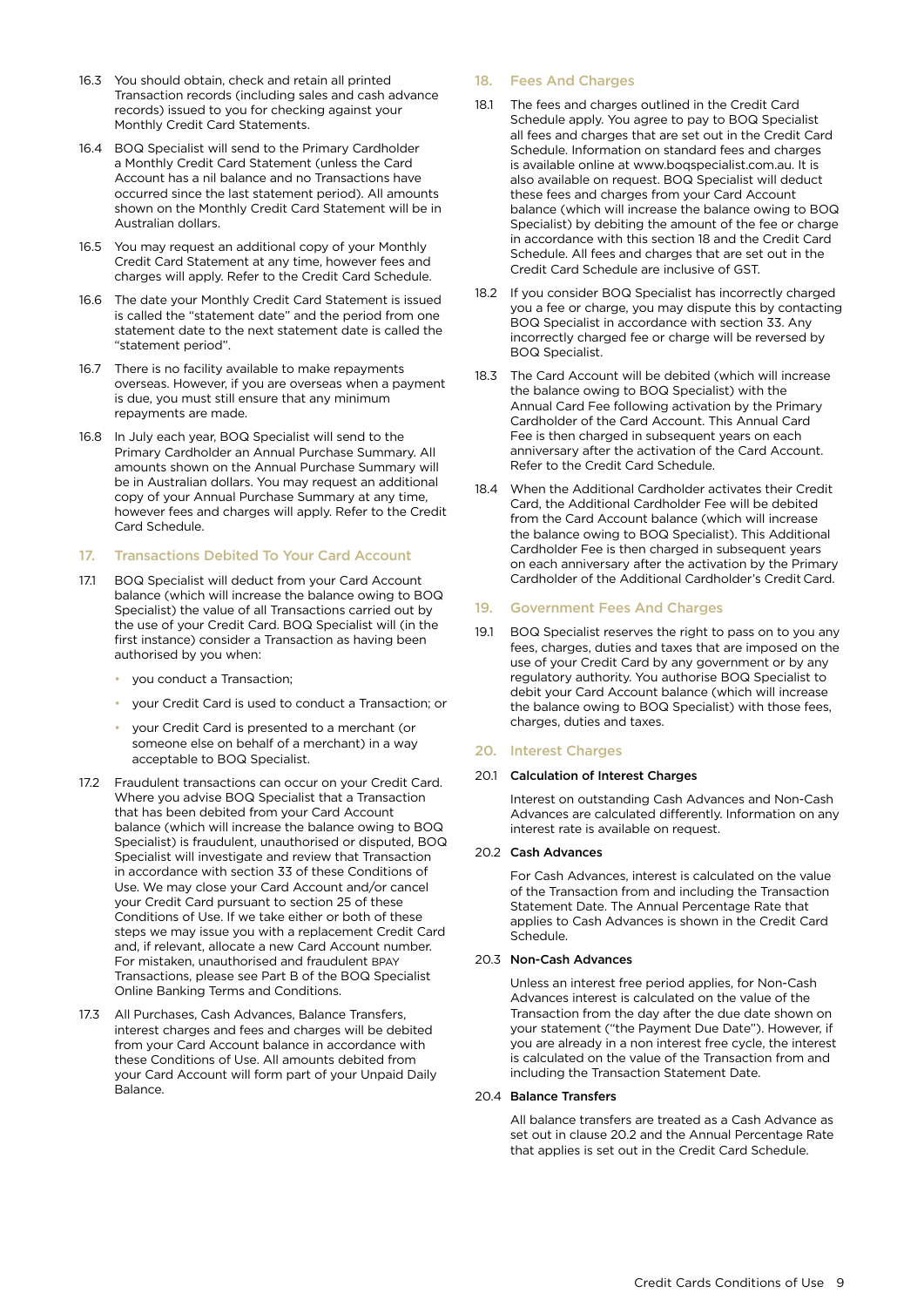16.3 You should obtain, check and retain all printed Transaction records (including sales and cash advance records) issued to you for checking against your Monthly Credit Card Statements.

16.4 BOQ Specialist will send to the Primary Cardholder a Monthly Credit Card Statement (unless the Card Account has a nil balance and no Transactions have occurred since the last statement period). All amounts shown on the Monthly Credit Card Statement will be in Australian dollars.

16.5 You may request an additional copy of your Monthly Credit Card Statement at any time, however fees and charges will apply. Refer to the Credit Card Schedule.

16.6 The date your Monthly Credit Card Statement is issued is called the "statement date" and the period from one statement date to the next statement date is called the "statement period".

16.7 There is no facility available to make repayments overseas. However, if you are overseas when a payment is due, you must still ensure that any minimum repayments are made.

16.8 In July each year, BOQ Specialist will send to the Primary Cardholder an Annual Purchase Summary. All amounts shown on the Annual Purchase Summary will be in Australian dollars. You may request an additional copy of your Annual Purchase Summary at any time, however fees and charges will apply. Refer to the Credit Card Schedule.

## 17. Transactions Debited To Your Card Account

17.1 BOQ Specialist will deduct from your Card Account balance (which will increase the balance owing to BOQ Specialist) the value of all Transactions carried out by the use of your Credit Card. BOQ Specialist will (in the first instance) consider a Transaction as having been authorised by you when:

- you conduct a Transaction;
- your Credit Card is used to conduct a Transaction; or
- your Credit Card is presented to a merchant (or someone else on behalf of a merchant) in a way acceptable to BOQ Specialist.

17.2 Fraudulent transactions can occur on your Credit Card. Where you advise BOQ Specialist that a Transaction that has been debited from your Card Account balance (which will increase the balance owing to BOQ Specialist) is fraudulent, unauthorised or disputed, BOQ Specialist will investigate and review that Transaction in accordance with section 33 of these Conditions of Use. We may close your Card Account and/or cancel your Credit Card pursuant to section 25 of these Conditions of Use. If we take either or both of these steps we may issue you with a replacement Credit Card and, if relevant, allocate a new Card Account number. For mistaken, unauthorised and fraudulent BPAY Transactions, please see Part B of the BOQ Specialist Online Banking Terms and Conditions.

17.3 All Purchases, Cash Advances, Balance Transfers, interest charges and fees and charges will be debited from your Card Account balance in accordance with these Conditions of Use. All amounts debited from your Card Account will form part of your Unpaid Daily Balance.

## 18. Fees And Charges

18.1 The fees and charges outlined in the Credit Card Schedule apply. You agree to pay to BOQ Specialist all fees and charges that are set out in the Credit Card Schedule. Information on standard fees and charges is available online at www.boqspecialist.com.au. It is also available on request. BOQ Specialist will deduct these fees and charges from your Card Account balance (which will increase the balance owing to BOQ Specialist) by debiting the amount of the fee or charge in accordance with this section 18 and the Credit Card Schedule. All fees and charges that are set out in the Credit Card Schedule are inclusive of GST.

18.2 If you consider BOQ Specialist has incorrectly charged you a fee or charge, you may dispute this by contacting BOQ Specialist in accordance with section 33. Any incorrectly charged fee or charge will be reversed by BOQ Specialist.

18.3 The Card Account will be debited (which will increase the balance owing to BOQ Specialist) with the Annual Card Fee following activation by the Primary Cardholder of the Card Account. This Annual Card Fee is then charged in subsequent years on each anniversary after the activation of the Card Account. Refer to the Credit Card Schedule.

18.4 When the Additional Cardholder activates their Credit Card, the Additional Cardholder Fee will be debited from the Card Account balance (which will increase the balance owing to BOQ Specialist). This Additional Cardholder Fee is then charged in subsequent years on each anniversary after the activation by the Primary Cardholder of the Additional Cardholder's Credit Card.

## 19. Government Fees And Charges

19.1 BOQ Specialist reserves the right to pass on to you any fees, charges, duties and taxes that are imposed on the use of your Credit Card by any government or by any regulatory authority. You authorise BOQ Specialist to debit your Card Account balance (which will increase the balance owing to BOQ Specialist) with those fees, charges, duties and taxes.

## 20. Interest Charges

### 20.1 Calculation of Interest Charges

Interest on outstanding Cash Advances and Non-Cash Advances are calculated differently. Information on any interest rate is available on request.

### 20.2 Cash Advances

For Cash Advances, interest is calculated on the value of the Transaction from and including the Transaction Statement Date. The Annual Percentage Rate that applies to Cash Advances is shown in the Credit Card Schedule.

### 20.3 Non-Cash Advances

Unless an interest free period applies, for Non-Cash Advances interest is calculated on the value of the Transaction from the day after the due date shown on your statement ("the Payment Due Date"). However, if you are already in a non interest free cycle, the interest is calculated on the value of the Transaction from and including the Transaction Statement Date.

### 20.4 Balance Transfers

All balance transfers are treated as a Cash Advance as set out in clause 20.2 and the Annual Percentage Rate that applies is set out in the Credit Card Schedule.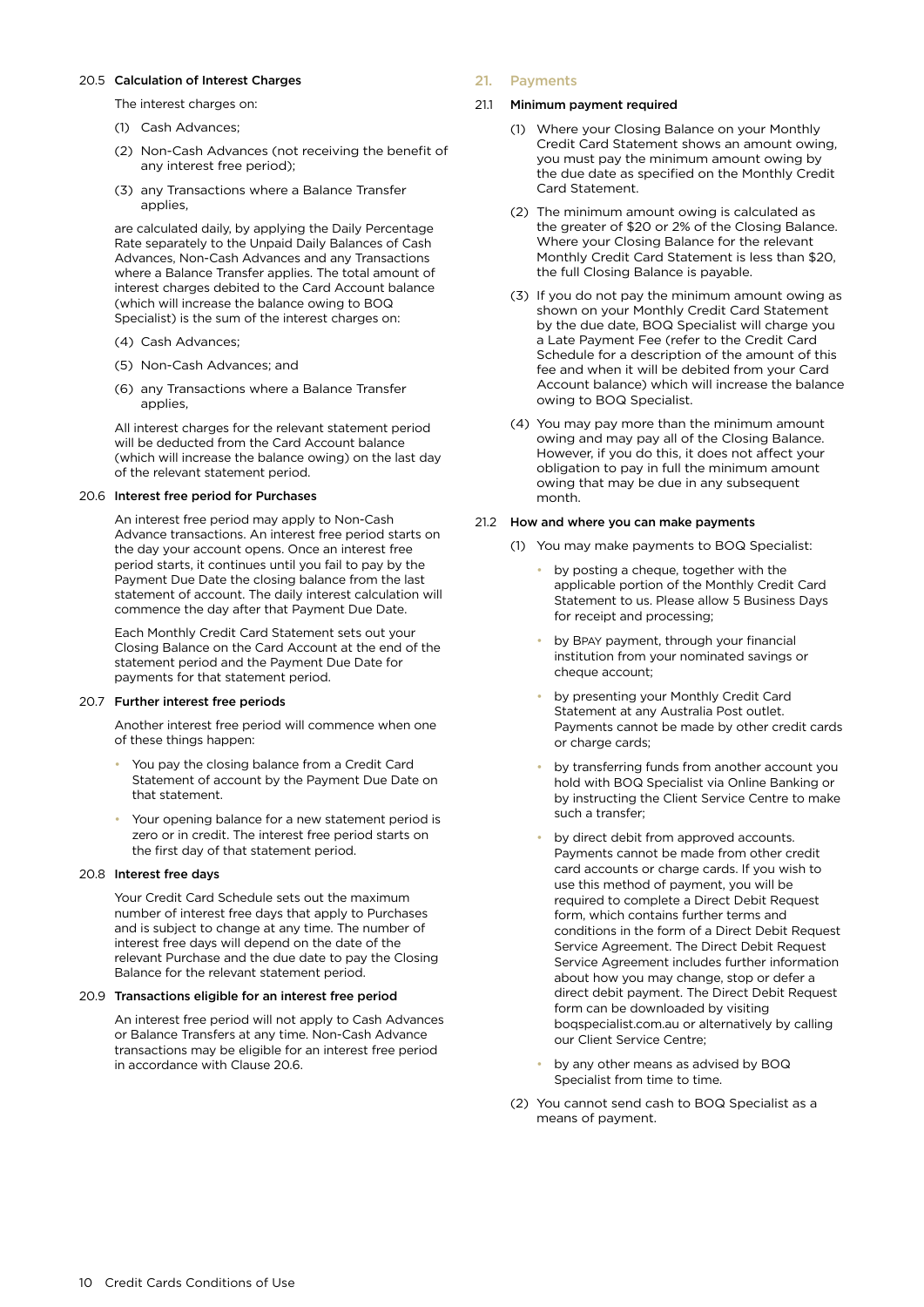### 20.5 Calculation of Interest Charges

The interest charges on:

(1) Cash Advances;

(2) Non-Cash Advances (not receiving the benefit of any interest free period);

(3) any Transactions where a Balance Transfer applies,

are calculated daily, by applying the Daily Percentage Rate separately to the Unpaid Daily Balances of Cash Advances, Non-Cash Advances and any Transactions where a Balance Transfer applies. The total amount of interest charges debited to the Card Account balance (which will increase the balance owing to BOQ Specialist) is the sum of the interest charges on:

(4) Cash Advances;

(5) Non-Cash Advances; and

(6) any Transactions where a Balance Transfer applies,

All interest charges for the relevant statement period will be deducted from the Card Account balance (which will increase the balance owing) on the last day of the relevant statement period.

### 20.6 Interest free period for Purchases

An interest free period may apply to Non-Cash Advance transactions. An interest free period starts on the day your account opens. Once an interest free period starts, it continues until you fail to pay by the Payment Due Date the closing balance from the last statement of account. The daily interest calculation will commence the day after that Payment Due Date.

Each Monthly Credit Card Statement sets out your Closing Balance on the Card Account at the end of the statement period and the Payment Due Date for payments for that statement period.

### 20.7 Further interest free periods

Another interest free period will commence when one of these things happen:

- You pay the closing balance from a Credit Card Statement of account by the Payment Due Date on that statement.
- Your opening balance for a new statement period is zero or in credit. The interest free period starts on the first day of that statement period.

### 20.8 Interest free days

Your Credit Card Schedule sets out the maximum number of interest free days that apply to Purchases and is subject to change at any time. The number of interest free days will depend on the date of the relevant Purchase and the due date to pay the Closing Balance for the relevant statement period.

### 20.9 Transactions eligible for an interest free period

An interest free period will not apply to Cash Advances or Balance Transfers at any time. Non-Cash Advance transactions may be eligible for an interest free period in accordance with Clause 20.6.

## 21. Payments

### 21.1 Minimum payment required

(1) Where your Closing Balance on your Monthly Credit Card Statement shows an amount owing, you must pay the minimum amount owing by the due date as specified on the Monthly Credit Card Statement.

(2) The minimum amount owing is calculated as the greater of $20 or 2% of the Closing Balance. Where your Closing Balance for the relevant Monthly Credit Card Statement is less than $20, the full Closing Balance is payable.

(3) If you do not pay the minimum amount owing as shown on your Monthly Credit Card Statement by the due date, BOQ Specialist will charge you a Late Payment Fee (refer to the Credit Card Schedule for a description of the amount of this fee and when it will be debited from your Card Account balance) which will increase the balance owing to BOQ Specialist.

(4) You may pay more than the minimum amount owing and may pay all of the Closing Balance. However, if you do this, it does not affect your obligation to pay in full the minimum amount owing that may be due in any subsequent month.

### 21.2 How and where you can make payments

(1) You may make payments to BOQ Specialist:

- by posting a cheque, together with the applicable portion of the Monthly Credit Card Statement to us. Please allow 5 Business Days for receipt and processing;
- by BPAY payment, through your financial institution from your nominated savings or cheque account;
- by presenting your Monthly Credit Card Statement at any Australia Post outlet. Payments cannot be made by other credit cards or charge cards;
- by transferring funds from another account you hold with BOQ Specialist via Online Banking or by instructing the Client Service Centre to make such a transfer;
- by direct debit from approved accounts. Payments cannot be made from other credit card accounts or charge cards. If you wish to use this method of payment, you will be required to complete a Direct Debit Request form, which contains further terms and conditions in the form of a Direct Debit Request Service Agreement. The Direct Debit Request Service Agreement includes further information about how you may change, stop or defer a direct debit payment. The Direct Debit Request form can be downloaded by visiting boqspecialist.com.au or alternatively by calling our Client Service Centre;
- by any other means as advised by BOQ Specialist from time to time.

(2) You cannot send cash to BOQ Specialist as a means of payment.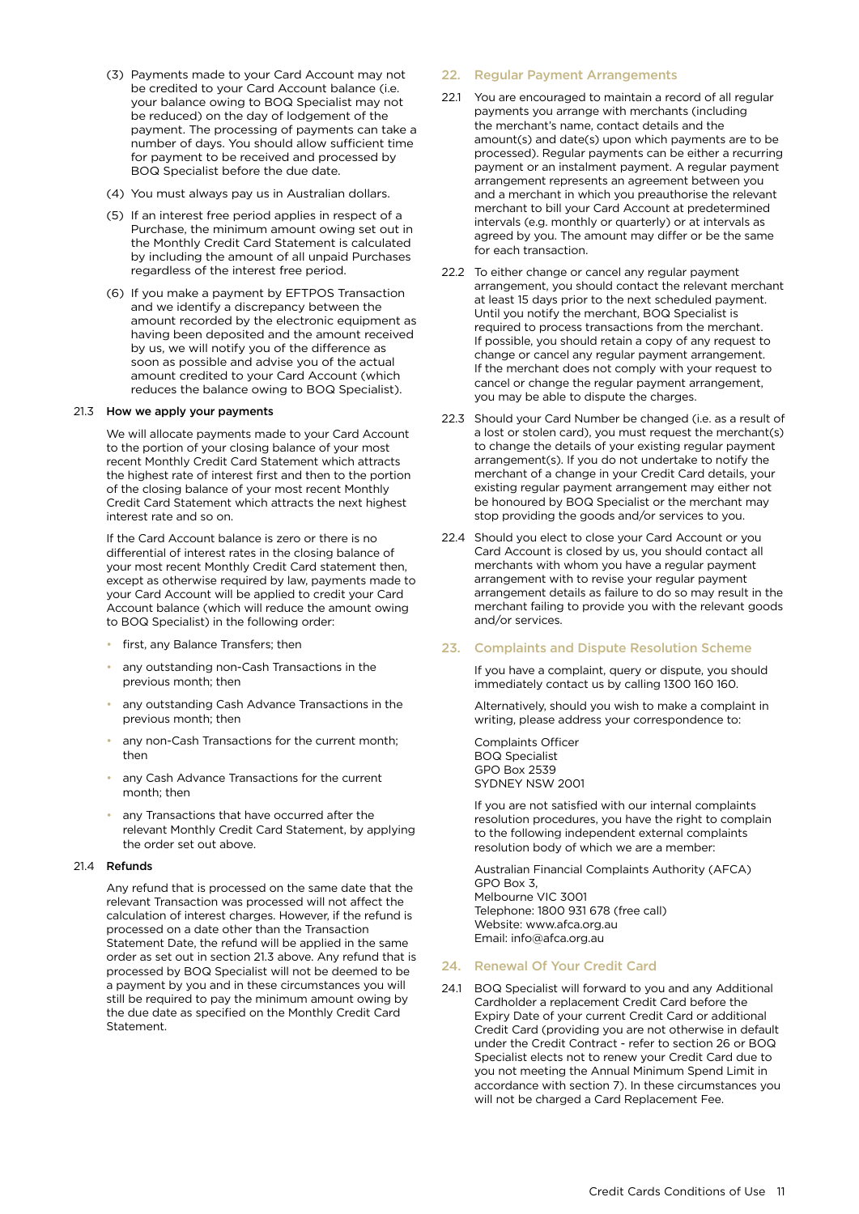(3) Payments made to your Card Account may not be credited to your Card Account balance (i.e. your balance owing to BOQ Specialist may not be reduced) on the day of lodgement of the payment. The processing of payments can take a number of days. You should allow sufficient time for payment to be received and processed by BOQ Specialist before the due date.

(4) You must always pay us in Australian dollars.

(5) If an interest free period applies in respect of a Purchase, the minimum amount owing set out in the Monthly Credit Card Statement is calculated by including the amount of all unpaid Purchases regardless of the interest free period.

(6) If you make a payment by EFTPOS Transaction and we identify a discrepancy between the amount recorded by the electronic equipment as having been deposited and the amount received by us, we will notify you of the difference as soon as possible and advise you of the actual amount credited to your Card Account (which reduces the balance owing to BOQ Specialist).

21.3 **How we apply your payments**

We will allocate payments made to your Card Account to the portion of your closing balance of your most recent Monthly Credit Card Statement which attracts the highest rate of interest first and then to the portion of the closing balance of your most recent Monthly Credit Card Statement which attracts the next highest interest rate and so on.

If the Card Account balance is zero or there is no differential of interest rates in the closing balance of your most recent Monthly Credit Card statement then, except as otherwise required by law, payments made to your Card Account will be applied to credit your Card Account balance (which will reduce the amount owing to BOQ Specialist) in the following order:

- first, any Balance Transfers; then
- any outstanding non-Cash Transactions in the previous month; then
- any outstanding Cash Advance Transactions in the previous month; then
- any non-Cash Transactions for the current month; then
- any Cash Advance Transactions for the current month; then
- any Transactions that have occurred after the relevant Monthly Credit Card Statement, by applying the order set out above.

21.4 **Refunds**

Any refund that is processed on the same date that the relevant Transaction was processed will not affect the calculation of interest charges. However, if the refund is processed on a date other than the Transaction Statement Date, the refund will be applied in the same order as set out in section 21.3 above. Any refund that is processed by BOQ Specialist will not be deemed to be a payment by you and in these circumstances you will still be required to pay the minimum amount owing by the due date as specified on the Monthly Credit Card Statement.

## 22. Regular Payment Arrangements

22.1 You are encouraged to maintain a record of all regular payments you arrange with merchants (including the merchant's name, contact details and the amount(s) and date(s) upon which payments are to be processed). Regular payments can be either a recurring payment or an instalment payment. A regular payment arrangement represents an agreement between you and a merchant in which you preauthorise the relevant merchant to bill your Card Account at predetermined intervals (e.g. monthly or quarterly) or at intervals as agreed by you. The amount may differ or be the same for each transaction.

22.2 To either change or cancel any regular payment arrangement, you should contact the relevant merchant at least 15 days prior to the next scheduled payment. Until you notify the merchant, BOQ Specialist is required to process transactions from the merchant. If possible, you should retain a copy of any request to change or cancel any regular payment arrangement. If the merchant does not comply with your request to cancel or change the regular payment arrangement, you may be able to dispute the charges.

22.3 Should your Card Number be changed (i.e. as a result of a lost or stolen card), you must request the merchant(s) to change the details of your existing regular payment arrangement(s). If you do not undertake to notify the merchant of a change in your Credit Card details, your existing regular payment arrangement may either not be honoured by BOQ Specialist or the merchant may stop providing the goods and/or services to you.

22.4 Should you elect to close your Card Account or you Card Account is closed by us, you should contact all merchants with whom you have a regular payment arrangement with to revise your regular payment arrangement details as failure to do so may result in the merchant failing to provide you with the relevant goods and/or services.

## 23. Complaints and Dispute Resolution Scheme

If you have a complaint, query or dispute, you should immediately contact us by calling 1300 160 160.

Alternatively, should you wish to make a complaint in writing, please address your correspondence to:

Complaints Officer
BOQ Specialist
GPO Box 2539
SYDNEY NSW 2001

If you are not satisfied with our internal complaints resolution procedures, you have the right to complain to the following independent external complaints resolution body of which we are a member:

Australian Financial Complaints Authority (AFCA)
GPO Box 3,
Melbourne VIC 3001
Telephone: 1800 931 678 (free call)
Website: www.afca.org.au
Email: info@afca.org.au

## 24. Renewal Of Your Credit Card

24.1 BOQ Specialist will forward to you and any Additional Cardholder a replacement Credit Card before the Expiry Date of your current Credit Card or additional Credit Card (providing you are not otherwise in default under the Credit Contract - refer to section 26 or BOQ Specialist elects not to renew your Credit Card due to you not meeting the Annual Minimum Spend Limit in accordance with section 7). In these circumstances you will not be charged a Card Replacement Fee.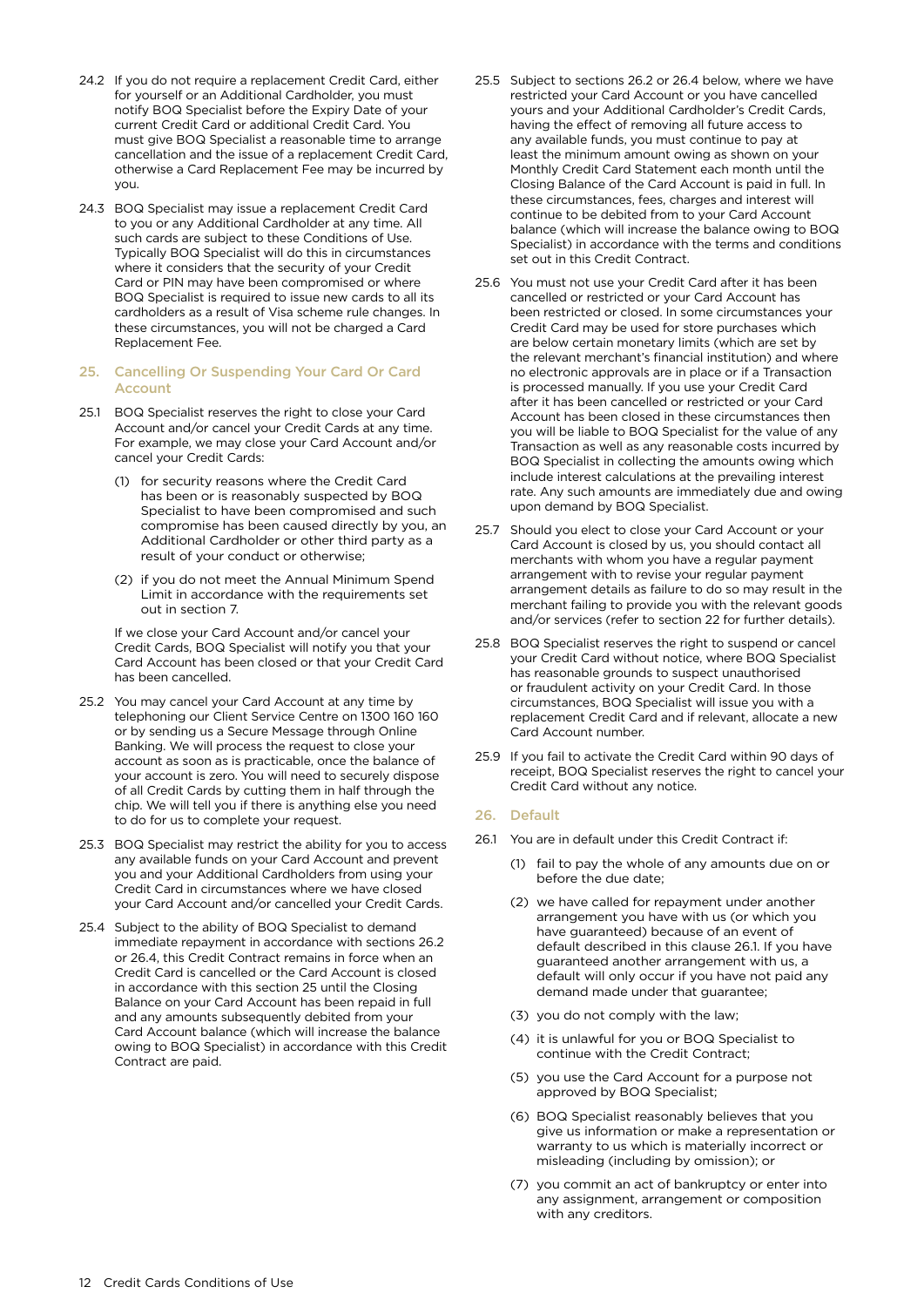24.2 If you do not require a replacement Credit Card, either for yourself or an Additional Cardholder, you must notify BOQ Specialist before the Expiry Date of your current Credit Card or additional Credit Card. You must give BOQ Specialist a reasonable time to arrange cancellation and the issue of a replacement Credit Card, otherwise a Card Replacement Fee may be incurred by you.

24.3 BOQ Specialist may issue a replacement Credit Card to you or any Additional Cardholder at any time. All such cards are subject to these Conditions of Use. Typically BOQ Specialist will do this in circumstances where it considers that the security of your Credit Card or PIN may have been compromised or where BOQ Specialist is required to issue new cards to all its cardholders as a result of Visa scheme rule changes. In these circumstances, you will not be charged a Card Replacement Fee.

## 25. Cancelling Or Suspending Your Card Or Card Account

25.1 BOQ Specialist reserves the right to close your Card Account and/or cancel your Credit Cards at any time. For example, we may close your Card Account and/or cancel your Credit Cards:

(1) for security reasons where the Credit Card has been or is reasonably suspected by BOQ Specialist to have been compromised and such compromise has been caused directly by you, an Additional Cardholder or other third party as a result of your conduct or otherwise;

(2) if you do not meet the Annual Minimum Spend Limit in accordance with the requirements set out in section 7.

If we close your Card Account and/or cancel your Credit Cards, BOQ Specialist will notify you that your Card Account has been closed or that your Credit Card has been cancelled.

25.2 You may cancel your Card Account at any time by telephoning our Client Service Centre on 1300 160 160 or by sending us a Secure Message through Online Banking. We will process the request to close your account as soon as is practicable, once the balance of your account is zero. You will need to securely dispose of all Credit Cards by cutting them in half through the chip. We will tell you if there is anything else you need to do for us to complete your request.

25.3 BOQ Specialist may restrict the ability for you to access any available funds on your Card Account and prevent you and your Additional Cardholders from using your Credit Card in circumstances where we have closed your Card Account and/or cancelled your Credit Cards.

25.4 Subject to the ability of BOQ Specialist to demand immediate repayment in accordance with sections 26.2 or 26.4, this Credit Contract remains in force when an Credit Card is cancelled or the Card Account is closed in accordance with this section 25 until the Closing Balance on your Card Account has been repaid in full and any amounts subsequently debited from your Card Account balance (which will increase the balance owing to BOQ Specialist) in accordance with this Credit Contract are paid.

25.5 Subject to sections 26.2 or 26.4 below, where we have restricted your Card Account or you have cancelled yours and your Additional Cardholder's Credit Cards, having the effect of removing all future access to any available funds, you must continue to pay at least the minimum amount owing as shown on your Monthly Credit Card Statement each month until the Closing Balance of the Card Account is paid in full. In these circumstances, fees, charges and interest will continue to be debited from to your Card Account balance (which will increase the balance owing to BOQ Specialist) in accordance with the terms and conditions set out in this Credit Contract.

25.6 You must not use your Credit Card after it has been cancelled or restricted or your Card Account has been restricted or closed. In some circumstances your Credit Card may be used for store purchases which are below certain monetary limits (which are set by the relevant merchant's financial institution) and where no electronic approvals are in place or if a Transaction is processed manually. If you use your Credit Card after it has been cancelled or restricted or your Card Account has been closed in these circumstances then you will be liable to BOQ Specialist for the value of any Transaction as well as any reasonable costs incurred by BOQ Specialist in collecting the amounts owing which include interest calculations at the prevailing interest rate. Any such amounts are immediately due and owing upon demand by BOQ Specialist.

25.7 Should you elect to close your Card Account or your Card Account is closed by us, you should contact all merchants with whom you have a regular payment arrangement with to revise your regular payment arrangement details as failure to do so may result in the merchant failing to provide you with the relevant goods and/or services (refer to section 22 for further details).

25.8 BOQ Specialist reserves the right to suspend or cancel your Credit Card without notice, where BOQ Specialist has reasonable grounds to suspect unauthorised or fraudulent activity on your Credit Card. In those circumstances, BOQ Specialist will issue you with a replacement Credit Card and if relevant, allocate a new Card Account number.

25.9 If you fail to activate the Credit Card within 90 days of receipt, BOQ Specialist reserves the right to cancel your Credit Card without any notice.

## 26. Default

26.1 You are in default under this Credit Contract if:

(1) fail to pay the whole of any amounts due on or before the due date;

(2) we have called for repayment under another arrangement you have with us (or which you have guaranteed) because of an event of default described in this clause 26.1. If you have guaranteed another arrangement with us, a default will only occur if you have not paid any demand made under that guarantee;

(3) you do not comply with the law;

(4) it is unlawful for you or BOQ Specialist to continue with the Credit Contract;

(5) you use the Card Account for a purpose not approved by BOQ Specialist;

(6) BOQ Specialist reasonably believes that you give us information or make a representation or warranty to us which is materially incorrect or misleading (including by omission); or

(7) you commit an act of bankruptcy or enter into any assignment, arrangement or composition with any creditors.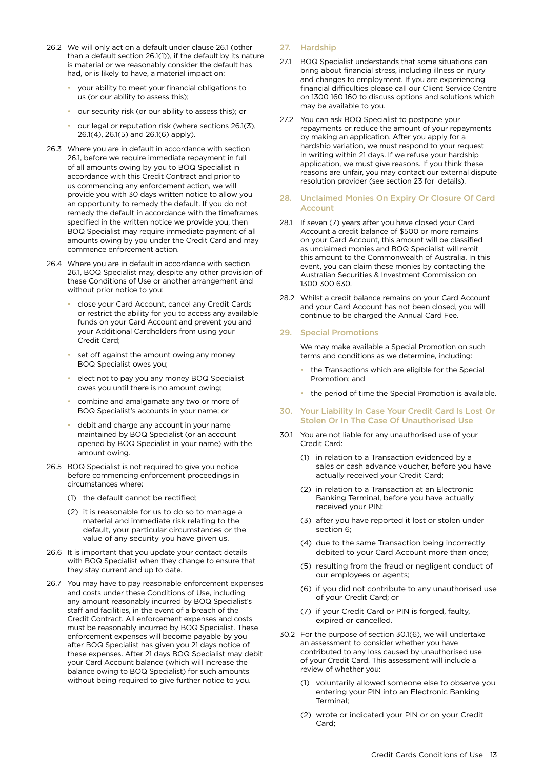26.2 We will only act on a default under clause 26.1 (other than a default section 26.1(1)), if the default by its nature is material or we reasonably consider the default has had, or is likely to have, a material impact on:

- your ability to meet your financial obligations to us (or our ability to assess this);
- our security risk (or our ability to assess this); or
- our legal or reputation risk (where sections 26.1(3), 26.1(4), 26.1(5) and 26.1(6) apply).

26.3 Where you are in default in accordance with section 26.1, before we require immediate repayment in full of all amounts owing by you to BOQ Specialist in accordance with this Credit Contract and prior to us commencing any enforcement action, we will provide you with 30 days written notice to allow you an opportunity to remedy the default. If you do not remedy the default in accordance with the timeframes specified in the written notice we provide you, then BOQ Specialist may require immediate payment of all amounts owing by you under the Credit Card and may commence enforcement action.

26.4 Where you are in default in accordance with section 26.1, BOQ Specialist may, despite any other provision of these Conditions of Use or another arrangement and without prior notice to you:

- close your Card Account, cancel any Credit Cards or restrict the ability for you to access any available funds on your Card Account and prevent you and your Additional Cardholders from using your Credit Card;
- set off against the amount owing any money BOQ Specialist owes you;
- elect not to pay you any money BOQ Specialist owes you until there is no amount owing;
- combine and amalgamate any two or more of BOQ Specialist's accounts in your name; or
- debit and charge any account in your name maintained by BOQ Specialist (or an account opened by BOQ Specialist in your name) with the amount owing.

26.5 BOQ Specialist is not required to give you notice before commencing enforcement proceedings in circumstances where:

(1) the default cannot be rectified;

(2) it is reasonable for us to do so to manage a material and immediate risk relating to the default, your particular circumstances or the value of any security you have given us.

26.6 It is important that you update your contact details with BOQ Specialist when they change to ensure that they stay current and up to date.

26.7 You may have to pay reasonable enforcement expenses and costs under these Conditions of Use, including any amount reasonably incurred by BOQ Specialist's staff and facilities, in the event of a breach of the Credit Contract. All enforcement expenses and costs must be reasonably incurred by BOQ Specialist. These enforcement expenses will become payable by you after BOQ Specialist has given you 21 days notice of these expenses. After 21 days BOQ Specialist may debit your Card Account balance (which will increase the balance owing to BOQ Specialist) for such amounts without being required to give further notice to you.

## 27. Hardship

27.1 BOQ Specialist understands that some situations can bring about financial stress, including illness or injury and changes to employment. If you are experiencing financial difficulties please call our Client Service Centre on 1300 160 160 to discuss options and solutions which may be available to you.

27.2 You can ask BOQ Specialist to postpone your repayments or reduce the amount of your repayments by making an application. After you apply for a hardship variation, we must respond to your request in writing within 21 days. If we refuse your hardship application, we must give reasons. If you think these reasons are unfair, you may contact our external dispute resolution provider (see section 23 for details).

## 28. Unclaimed Monies On Expiry Or Closure Of Card Account

28.1 If seven (7) years after you have closed your Card Account a credit balance of $500 or more remains on your Card Account, this amount will be classified as unclaimed monies and BOQ Specialist will remit this amount to the Commonwealth of Australia. In this event, you can claim these monies by contacting the Australian Securities & Investment Commission on 1300 300 630.

28.2 Whilst a credit balance remains on your Card Account and your Card Account has not been closed, you will continue to be charged the Annual Card Fee.

## 29. Special Promotions

We may make available a Special Promotion on such terms and conditions as we determine, including:

- the Transactions which are eligible for the Special Promotion; and
- the period of time the Special Promotion is available.

## 30. Your Liability In Case Your Credit Card Is Lost Or Stolen Or In The Case Of Unauthorised Use

30.1 You are not liable for any unauthorised use of your Credit Card:

(1) in relation to a Transaction evidenced by a sales or cash advance voucher, before you have actually received your Credit Card;

(2) in relation to a Transaction at an Electronic Banking Terminal, before you have actually received your PIN;

(3) after you have reported it lost or stolen under section 6;

(4) due to the same Transaction being incorrectly debited to your Card Account more than once;

(5) resulting from the fraud or negligent conduct of our employees or agents;

(6) if you did not contribute to any unauthorised use of your Credit Card; or

(7) if your Credit Card or PIN is forged, faulty, expired or cancelled.

30.2 For the purpose of section 30.1(6), we will undertake an assessment to consider whether you have contributed to any loss caused by unauthorised use of your Credit Card. This assessment will include a review of whether you:

(1) voluntarily allowed someone else to observe you entering your PIN into an Electronic Banking Terminal;

(2) wrote or indicated your PIN or on your Credit Card;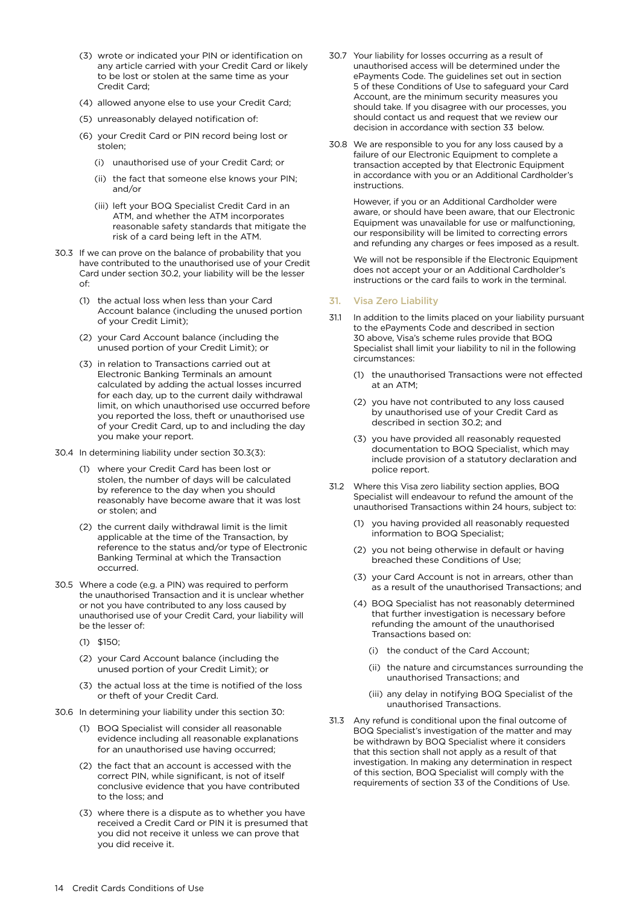(3) wrote or indicated your PIN or identification on any article carried with your Credit Card or likely to be lost or stolen at the same time as your Credit Card;

(4) allowed anyone else to use your Credit Card;

(5) unreasonably delayed notification of:

(6) your Credit Card or PIN record being lost or stolen;

(i) unauthorised use of your Credit Card; or

(ii) the fact that someone else knows your PIN; and/or

(iii) left your BOQ Specialist Credit Card in an ATM, and whether the ATM incorporates reasonable safety standards that mitigate the risk of a card being left in the ATM.

30.3 If we can prove on the balance of probability that you have contributed to the unauthorised use of your Credit Card under section 30.2, your liability will be the lesser of:

(1) the actual loss when less than your Card Account balance (including the unused portion of your Credit Limit);

(2) your Card Account balance (including the unused portion of your Credit Limit); or

(3) in relation to Transactions carried out at Electronic Banking Terminals an amount calculated by adding the actual losses incurred for each day, up to the current daily withdrawal limit, on which unauthorised use occurred before you reported the loss, theft or unauthorised use of your Credit Card, up to and including the day you make your report.

30.4 In determining liability under section 30.3(3):

(1) where your Credit Card has been lost or stolen, the number of days will be calculated by reference to the day when you should reasonably have become aware that it was lost or stolen; and

(2) the current daily withdrawal limit is the limit applicable at the time of the Transaction, by reference to the status and/or type of Electronic Banking Terminal at which the Transaction occurred.

30.5 Where a code (e.g. a PIN) was required to perform the unauthorised Transaction and it is unclear whether or not you have contributed to any loss caused by unauthorised use of your Credit Card, your liability will be the lesser of:

(1) $150;

(2) your Card Account balance (including the unused portion of your Credit Limit); or

(3) the actual loss at the time is notified of the loss or theft of your Credit Card.

30.6 In determining your liability under this section 30:

(1) BOQ Specialist will consider all reasonable evidence including all reasonable explanations for an unauthorised use having occurred;

(2) the fact that an account is accessed with the correct PIN, while significant, is not of itself conclusive evidence that you have contributed to the loss; and

(3) where there is a dispute as to whether you have received a Credit Card or PIN it is presumed that you did not receive it unless we can prove that you did receive it.

30.7 Your liability for losses occurring as a result of unauthorised access will be determined under the ePayments Code. The guidelines set out in section 5 of these Conditions of Use to safeguard your Card Account, are the minimum security measures you should take. If you disagree with our processes, you should contact us and request that we review our decision in accordance with section 33 below.

30.8 We are responsible to you for any loss caused by a failure of our Electronic Equipment to complete a transaction accepted by that Electronic Equipment in accordance with you or an Additional Cardholder's instructions.

However, if you or an Additional Cardholder were aware, or should have been aware, that our Electronic Equipment was unavailable for use or malfunctioning, our responsibility will be limited to correcting errors and refunding any charges or fees imposed as a result.

We will not be responsible if the Electronic Equipment does not accept your or an Additional Cardholder's instructions or the card fails to work in the terminal.

## 31. Visa Zero Liability

31.1 In addition to the limits placed on your liability pursuant to the ePayments Code and described in section 30 above, Visa's scheme rules provide that BOQ Specialist shall limit your liability to nil in the following circumstances:

(1) the unauthorised Transactions were not effected at an ATM;

(2) you have not contributed to any loss caused by unauthorised use of your Credit Card as described in section 30.2; and

(3) you have provided all reasonably requested documentation to BOQ Specialist, which may include provision of a statutory declaration and police report.

31.2 Where this Visa zero liability section applies, BOQ Specialist will endeavour to refund the amount of the unauthorised Transactions within 24 hours, subject to:

(1) you having provided all reasonably requested information to BOQ Specialist;

(2) you not being otherwise in default or having breached these Conditions of Use;

(3) your Card Account is not in arrears, other than as a result of the unauthorised Transactions; and

(4) BOQ Specialist has not reasonably determined that further investigation is necessary before refunding the amount of the unauthorised Transactions based on:

(i) the conduct of the Card Account;

(ii) the nature and circumstances surrounding the unauthorised Transactions; and

(iii) any delay in notifying BOQ Specialist of the unauthorised Transactions.

31.3 Any refund is conditional upon the final outcome of BOQ Specialist's investigation of the matter and may be withdrawn by BOQ Specialist where it considers that this section shall not apply as a result of that investigation. In making any determination in respect of this section, BOQ Specialist will comply with the requirements of section 33 of the Conditions of Use.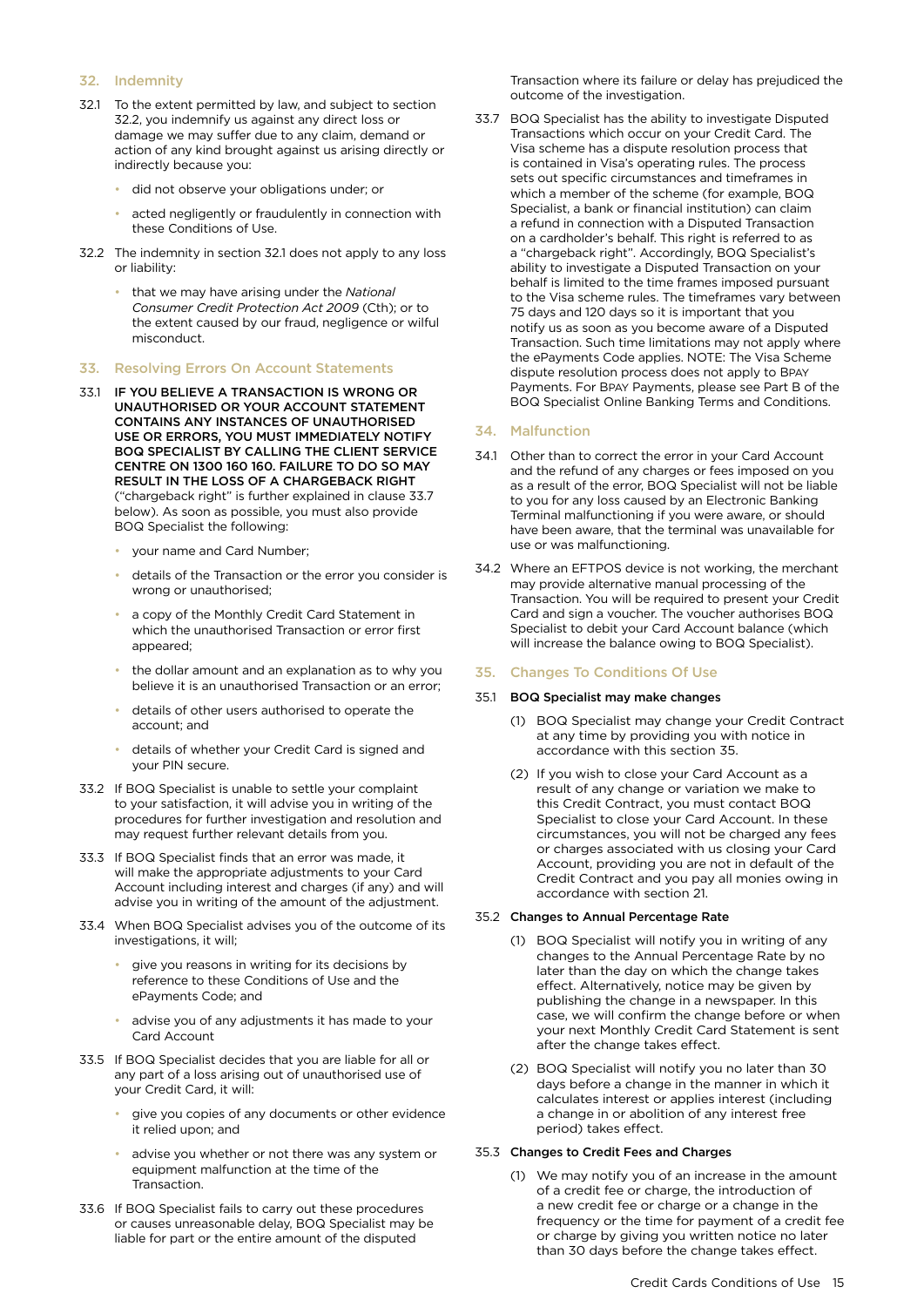## 32. Indemnity

32.1 To the extent permitted by law, and subject to section 32.2, you indemnify us against any direct loss or damage we may suffer due to any claim, demand or action of any kind brought against us arising directly or indirectly because you:

- did not observe your obligations under; or
- acted negligently or fraudulently in connection with these Conditions of Use.

32.2 The indemnity in section 32.1 does not apply to any loss or liability:

- that we may have arising under the *National Consumer Credit Protection Act 2009* (Cth); or to the extent caused by our fraud, negligence or wilful misconduct.

## 33. Resolving Errors On Account Statements

33.1 **IF YOU BELIEVE A TRANSACTION IS WRONG OR UNAUTHORISED OR YOUR ACCOUNT STATEMENT CONTAINS ANY INSTANCES OF UNAUTHORISED USE OR ERRORS, YOU MUST IMMEDIATELY NOTIFY BOQ SPECIALIST BY CALLING THE CLIENT SERVICE CENTRE ON 1300 160 160. FAILURE TO DO SO MAY RESULT IN THE LOSS OF A CHARGEBACK RIGHT** ("chargeback right" is further explained in clause 33.7 below). As soon as possible, you must also provide BOQ Specialist the following:

- your name and Card Number;
- details of the Transaction or the error you consider is wrong or unauthorised;
- a copy of the Monthly Credit Card Statement in which the unauthorised Transaction or error first appeared;
- the dollar amount and an explanation as to why you believe it is an unauthorised Transaction or an error;
- details of other users authorised to operate the account; and
- details of whether your Credit Card is signed and your PIN secure.

33.2 If BOQ Specialist is unable to settle your complaint to your satisfaction, it will advise you in writing of the procedures for further investigation and resolution and may request further relevant details from you.

33.3 If BOQ Specialist finds that an error was made, it will make the appropriate adjustments to your Card Account including interest and charges (if any) and will advise you in writing of the amount of the adjustment.

33.4 When BOQ Specialist advises you of the outcome of its investigations, it will;

- give you reasons in writing for its decisions by reference to these Conditions of Use and the ePayments Code; and
- advise you of any adjustments it has made to your Card Account

33.5 If BOQ Specialist decides that you are liable for all or any part of a loss arising out of unauthorised use of your Credit Card, it will:

- give you copies of any documents or other evidence it relied upon; and
- advise you whether or not there was any system or equipment malfunction at the time of the Transaction.

33.6 If BOQ Specialist fails to carry out these procedures or causes unreasonable delay, BOQ Specialist may be liable for part or the entire amount of the disputed Transaction where its failure or delay has prejudiced the outcome of the investigation.

33.7 BOQ Specialist has the ability to investigate Disputed Transactions which occur on your Credit Card. The Visa scheme has a dispute resolution process that is contained in Visa's operating rules. The process sets out specific circumstances and timeframes in which a member of the scheme (for example, BOQ Specialist, a bank or financial institution) can claim a refund in connection with a Disputed Transaction on a cardholder's behalf. This right is referred to as a "chargeback right". Accordingly, BOQ Specialist's ability to investigate a Disputed Transaction on your behalf is limited to the time frames imposed pursuant to the Visa scheme rules. The timeframes vary between 75 days and 120 days so it is important that you notify us as soon as you become aware of a Disputed Transaction. Such time limitations may not apply where the ePayments Code applies. NOTE: The Visa Scheme dispute resolution process does not apply to BPAY Payments. For BPAY Payments, please see Part B of the BOQ Specialist Online Banking Terms and Conditions.

## 34. Malfunction

34.1 Other than to correct the error in your Card Account and the refund of any charges or fees imposed on you as a result of the error, BOQ Specialist will not be liable to you for any loss caused by an Electronic Banking Terminal malfunctioning if you were aware, or should have been aware, that the terminal was unavailable for use or was malfunctioning.

34.2 Where an EFTPOS device is not working, the merchant may provide alternative manual processing of the Transaction. You will be required to present your Credit Card and sign a voucher. The voucher authorises BOQ Specialist to debit your Card Account balance (which will increase the balance owing to BOQ Specialist).

## 35. Changes To Conditions Of Use

35.1 **BOQ Specialist may make changes**

(1) BOQ Specialist may change your Credit Contract at any time by providing you with notice in accordance with this section 35.

(2) If you wish to close your Card Account as a result of any change or variation we make to this Credit Contract, you must contact BOQ Specialist to close your Card Account. In these circumstances, you will not be charged any fees or charges associated with us closing your Card Account, providing you are not in default of the Credit Contract and you pay all monies owing in accordance with section 21.

35.2 **Changes to Annual Percentage Rate**

(1) BOQ Specialist will notify you in writing of any changes to the Annual Percentage Rate by no later than the day on which the change takes effect. Alternatively, notice may be given by publishing the change in a newspaper. In this case, we will confirm the change before or when your next Monthly Credit Card Statement is sent after the change takes effect.

(2) BOQ Specialist will notify you no later than 30 days before a change in the manner in which it calculates interest or applies interest (including a change in or abolition of any interest free period) takes effect.

35.3 **Changes to Credit Fees and Charges**

(1) We may notify you of an increase in the amount of a credit fee or charge, the introduction of a new credit fee or charge or a change in the frequency or the time for payment of a credit fee or charge by giving you written notice no later than 30 days before the change takes effect.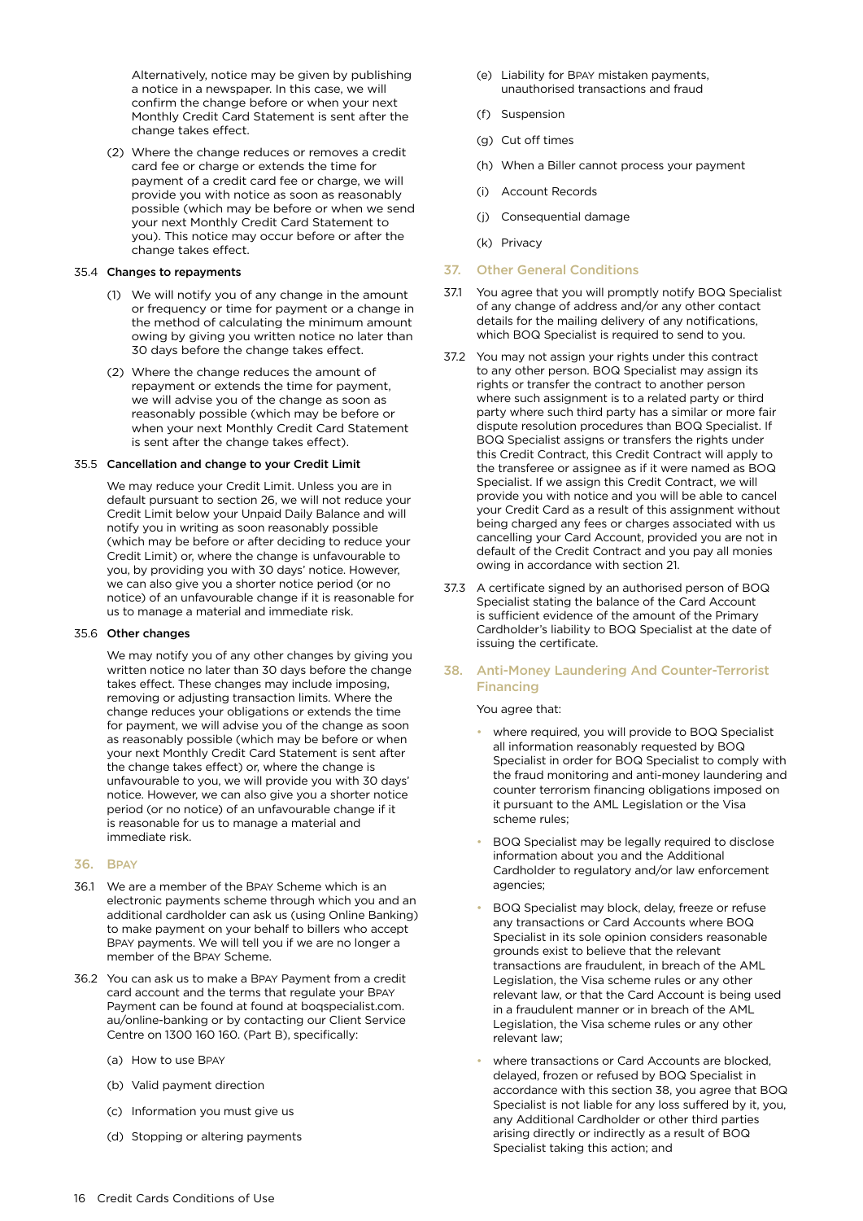Alternatively, notice may be given by publishing a notice in a newspaper. In this case, we will confirm the change before or when your next Monthly Credit Card Statement is sent after the change takes effect.

(2) Where the change reduces or removes a credit card fee or charge or extends the time for payment of a credit card fee or charge, we will provide you with notice as soon as reasonably possible (which may be before or when we send your next Monthly Credit Card Statement to you). This notice may occur before or after the change takes effect.

35.4 **Changes to repayments**

(1) We will notify you of any change in the amount or frequency or time for payment or a change in the method of calculating the minimum amount owing by giving you written notice no later than 30 days before the change takes effect.

(2) Where the change reduces the amount of repayment or extends the time for payment, we will advise you of the change as soon as reasonably possible (which may be before or when your next Monthly Credit Card Statement is sent after the change takes effect).

35.5 **Cancellation and change to your Credit Limit**

We may reduce your Credit Limit. Unless you are in default pursuant to section 26, we will not reduce your Credit Limit below your Unpaid Daily Balance and will notify you in writing as soon reasonably possible (which may be before or after deciding to reduce your Credit Limit) or, where the change is unfavourable to you, by providing you with 30 days' notice. However, we can also give you a shorter notice period (or no notice) of an unfavourable change if it is reasonable for us to manage a material and immediate risk.

35.6 **Other changes**

We may notify you of any other changes by giving you written notice no later than 30 days before the change takes effect. These changes may include imposing, removing or adjusting transaction limits. Where the change reduces your obligations or extends the time for payment, we will advise you of the change as soon as reasonably possible (which may be before or when your next Monthly Credit Card Statement is sent after the change takes effect) or, where the change is unfavourable to you, we will provide you with 30 days' notice. However, we can also give you a shorter notice period (or no notice) of an unfavourable change if it is reasonable for us to manage a material and immediate risk.

## 36. BPAY

36.1 We are a member of the BPAY Scheme which is an electronic payments scheme through which you and an additional cardholder can ask us (using Online Banking) to make payment on your behalf to billers who accept BPAY payments. We will tell you if we are no longer a member of the BPAY Scheme.

36.2 You can ask us to make a BPAY Payment from a credit card account and the terms that regulate your BPAY Payment can be found at found at boqspecialist.com.au/online-banking or by contacting our Client Service Centre on 1300 160 160. (Part B), specifically:

(a) How to use BPAY

(b) Valid payment direction

(c) Information you must give us

(d) Stopping or altering payments

(e) Liability for BPAY mistaken payments, unauthorised transactions and fraud

(f) Suspension

(g) Cut off times

(h) When a Biller cannot process your payment

(i) Account Records

(j) Consequential damage

(k) Privacy

## 37. Other General Conditions

37.1 You agree that you will promptly notify BOQ Specialist of any change of address and/or any other contact details for the mailing delivery of any notifications, which BOQ Specialist is required to send to you.

37.2 You may not assign your rights under this contract to any other person. BOQ Specialist may assign its rights or transfer the contract to another person where such assignment is to a related party or third party where such third party has a similar or more fair dispute resolution procedures than BOQ Specialist. If BOQ Specialist assigns or transfers the rights under this Credit Contract, this Credit Contract will apply to the transferee or assignee as if it were named as BOQ Specialist. If we assign this Credit Contract, we will provide you with notice and you will be able to cancel your Credit Card as a result of this assignment without being charged any fees or charges associated with us cancelling your Card Account, provided you are not in default of the Credit Contract and you pay all monies owing in accordance with section 21.

37.3 A certificate signed by an authorised person of BOQ Specialist stating the balance of the Card Account is sufficient evidence of the amount of the Primary Cardholder's liability to BOQ Specialist at the date of issuing the certificate.

## 38. Anti-Money Laundering And Counter-Terrorist Financing

You agree that:

- where required, you will provide to BOQ Specialist all information reasonably requested by BOQ Specialist in order for BOQ Specialist to comply with the fraud monitoring and anti-money laundering and counter terrorism financing obligations imposed on it pursuant to the AML Legislation or the Visa scheme rules;
- BOQ Specialist may be legally required to disclose information about you and the Additional Cardholder to regulatory and/or law enforcement agencies;
- BOQ Specialist may block, delay, freeze or refuse any transactions or Card Accounts where BOQ Specialist in its sole opinion considers reasonable grounds exist to believe that the relevant transactions are fraudulent, in breach of the AML Legislation, the Visa scheme rules or any other relevant law, or that the Card Account is being used in a fraudulent manner or in breach of the AML Legislation, the Visa scheme rules or any other relevant law;
- where transactions or Card Accounts are blocked, delayed, frozen or refused by BOQ Specialist in accordance with this section 38, you agree that BOQ Specialist is not liable for any loss suffered by it, you, any Additional Cardholder or other third parties arising directly or indirectly as a result of BOQ Specialist taking this action; and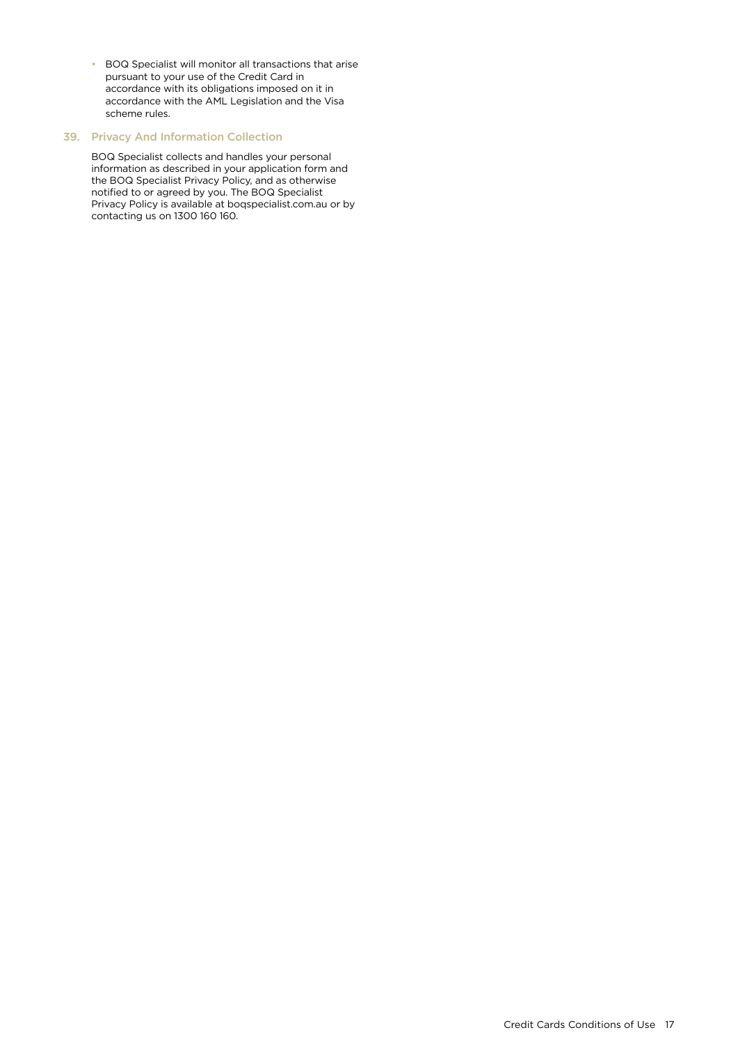- BOQ Specialist will monitor all transactions that arise pursuant to your use of the Credit Card in accordance with its obligations imposed on it in accordance with the AML Legislation and the Visa scheme rules.

## 39. Privacy And Information Collection

BOQ Specialist collects and handles your personal information as described in your application form and the BOQ Specialist Privacy Policy, and as otherwise notified to or agreed by you. The BOQ Specialist Privacy Policy is available at boqspecialist.com.au or by contacting us on 1300 160 160.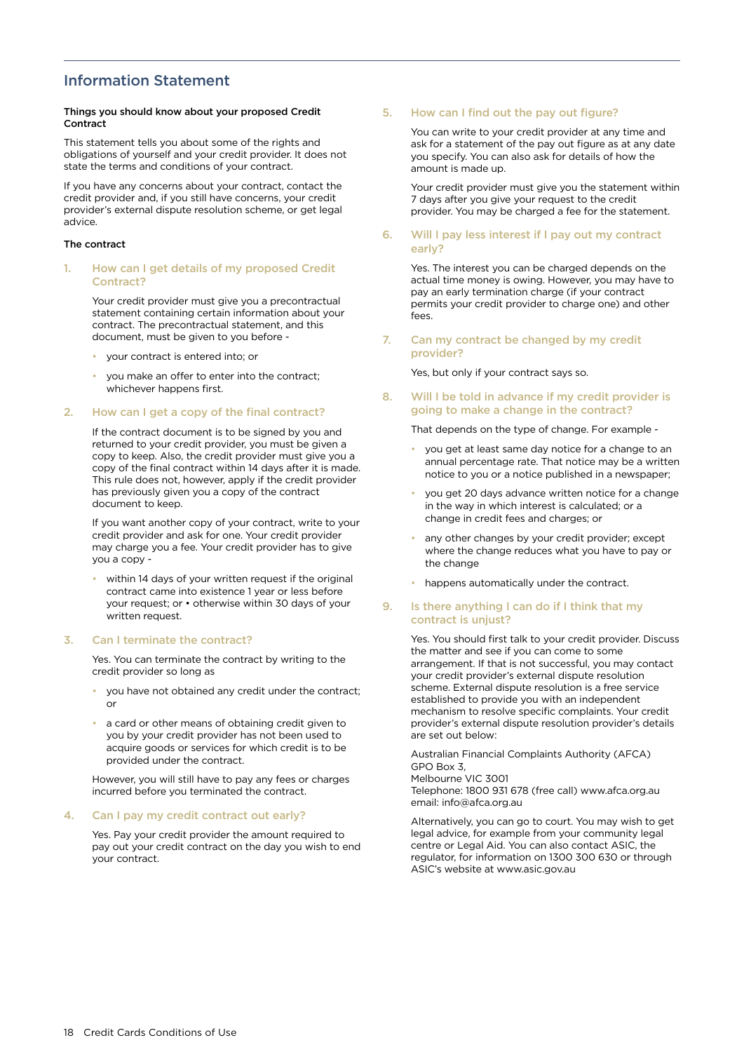## Information Statement

**Things you should know about your proposed Credit Contract**

This statement tells you about some of the rights and obligations of yourself and your credit provider. It does not state the terms and conditions of your contract.

If you have any concerns about your contract, contact the credit provider and, if you still have concerns, your credit provider's external dispute resolution scheme, or get legal advice.

**The contract**

### 1. How can I get details of my proposed Credit Contract?

Your credit provider must give you a precontractual statement containing certain information about your contract. The precontractual statement, and this document, must be given to you before -

- your contract is entered into; or
- you make an offer to enter into the contract; whichever happens first.

### 2. How can I get a copy of the final contract?

If the contract document is to be signed by you and returned to your credit provider, you must be given a copy to keep. Also, the credit provider must give you a copy of the final contract within 14 days after it is made. This rule does not, however, apply if the credit provider has previously given you a copy of the contract document to keep.

If you want another copy of your contract, write to your credit provider and ask for one. Your credit provider may charge you a fee. Your credit provider has to give you a copy -

- within 14 days of your written request if the original contract came into existence 1 year or less before your request; or • otherwise within 30 days of your written request.

### 3. Can I terminate the contract?

Yes. You can terminate the contract by writing to the credit provider so long as

- you have not obtained any credit under the contract; or
- a card or other means of obtaining credit given to you by your credit provider has not been used to acquire goods or services for which credit is to be provided under the contract.

However, you will still have to pay any fees or charges incurred before you terminated the contract.

### 4. Can I pay my credit contract out early?

Yes. Pay your credit provider the amount required to pay out your credit contract on the day you wish to end your contract.

### 5. How can I find out the pay out figure?

You can write to your credit provider at any time and ask for a statement of the pay out figure as at any date you specify. You can also ask for details of how the amount is made up.

Your credit provider must give you the statement within 7 days after you give your request to the credit provider. You may be charged a fee for the statement.

### 6. Will I pay less interest if I pay out my contract early?

Yes. The interest you can be charged depends on the actual time money is owing. However, you may have to pay an early termination charge (if your contract permits your credit provider to charge one) and other fees.

### 7. Can my contract be changed by my credit provider?

Yes, but only if your contract says so.

### 8. Will I be told in advance if my credit provider is going to make a change in the contract?

That depends on the type of change. For example -

- you get at least same day notice for a change to an annual percentage rate. That notice may be a written notice to you or a notice published in a newspaper;
- you get 20 days advance written notice for a change in the way in which interest is calculated; or a change in credit fees and charges; or
- any other changes by your credit provider; except where the change reduces what you have to pay or the change
- happens automatically under the contract.

### 9. Is there anything I can do if I think that my contract is unjust?

Yes. You should first talk to your credit provider. Discuss the matter and see if you can come to some arrangement. If that is not successful, you may contact your credit provider's external dispute resolution scheme. External dispute resolution is a free service established to provide you with an independent mechanism to resolve specific complaints. Your credit provider's external dispute resolution provider's details are set out below:

Australian Financial Complaints Authority (AFCA)
GPO Box 3,
Melbourne VIC 3001
Telephone: 1800 931 678 (free call) www.afca.org.au
email: info@afca.org.au

Alternatively, you can go to court. You may wish to get legal advice, for example from your community legal centre or Legal Aid. You can also contact ASIC, the regulator, for information on 1300 300 630 or through ASIC's website at www.asic.gov.au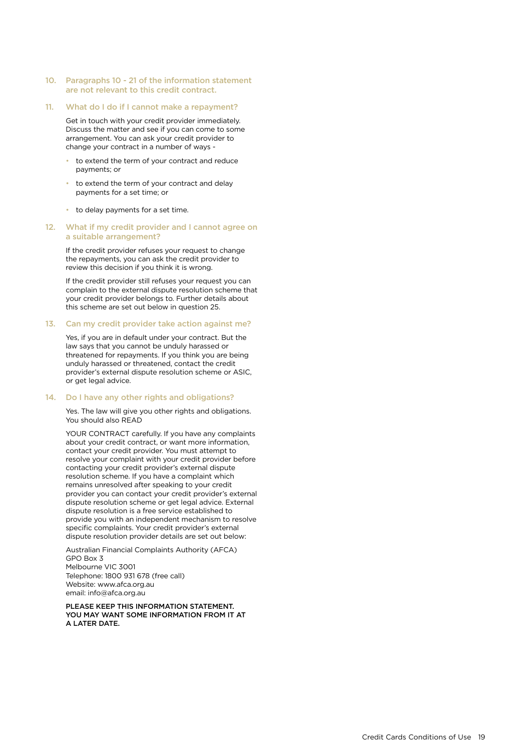### 10. Paragraphs 10 - 21 of the information statement are not relevant to this credit contract.

### 11. What do I do if I cannot make a repayment?

Get in touch with your credit provider immediately. Discuss the matter and see if you can come to some arrangement. You can ask your credit provider to change your contract in a number of ways -

- to extend the term of your contract and reduce payments; or
- to extend the term of your contract and delay payments for a set time; or
- to delay payments for a set time.

### 12. What if my credit provider and I cannot agree on a suitable arrangement?

If the credit provider refuses your request to change the repayments, you can ask the credit provider to review this decision if you think it is wrong.

If the credit provider still refuses your request you can complain to the external dispute resolution scheme that your credit provider belongs to. Further details about this scheme are set out below in question 25.

### 13. Can my credit provider take action against me?

Yes, if you are in default under your contract. But the law says that you cannot be unduly harassed or threatened for repayments. If you think you are being unduly harassed or threatened, contact the credit provider's external dispute resolution scheme or ASIC, or get legal advice.

### 14. Do I have any other rights and obligations?

Yes. The law will give you other rights and obligations. You should also READ

YOUR CONTRACT carefully. If you have any complaints about your credit contract, or want more information, contact your credit provider. You must attempt to resolve your complaint with your credit provider before contacting your credit provider's external dispute resolution scheme. If you have a complaint which remains unresolved after speaking to your credit provider you can contact your credit provider's external dispute resolution scheme or get legal advice. External dispute resolution is a free service established to provide you with an independent mechanism to resolve specific complaints. Your credit provider's external dispute resolution provider details are set out below:

Australian Financial Complaints Authority (AFCA)
GPO Box 3
Melbourne VIC 3001
Telephone: 1800 931 678 (free call)
Website: www.afca.org.au
email: info@afca.org.au

**PLEASE KEEP THIS INFORMATION STATEMENT. YOU MAY WANT SOME INFORMATION FROM IT AT A LATER DATE.**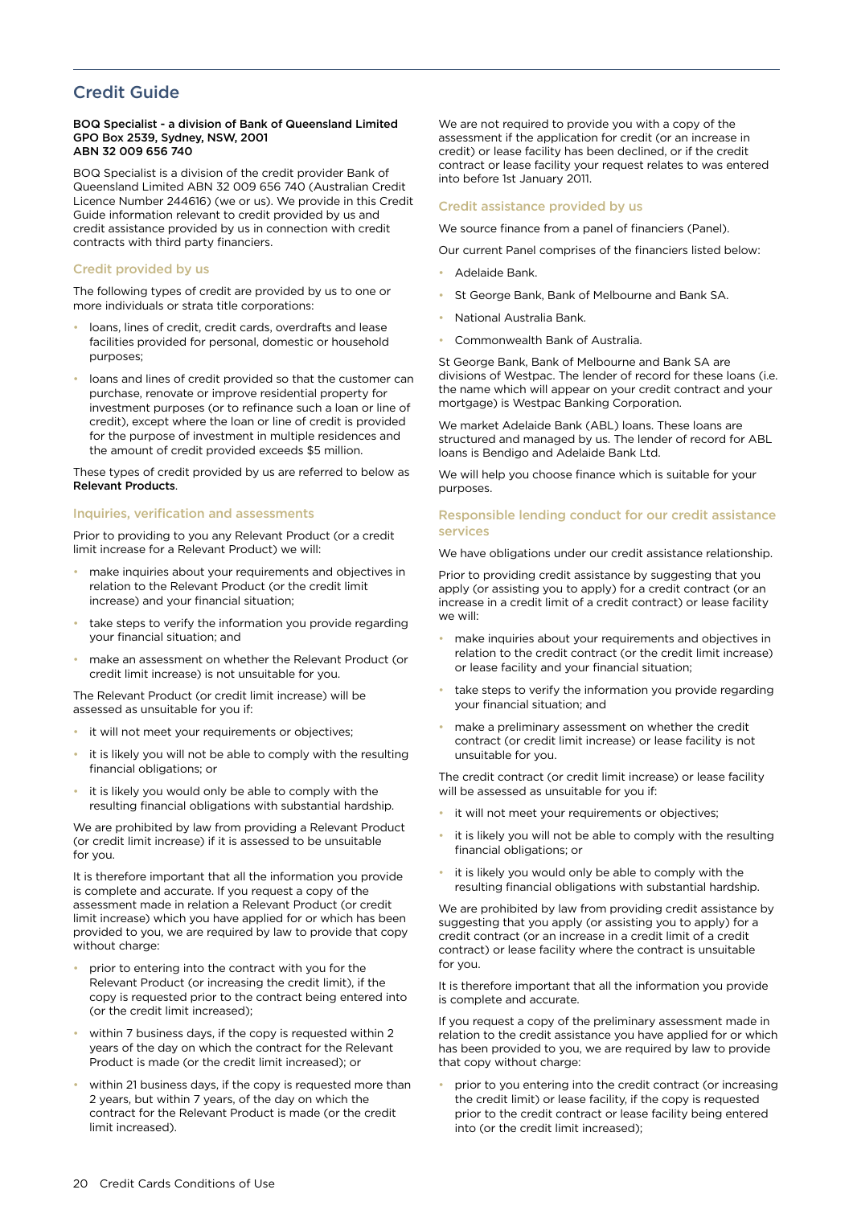## Credit Guide

**BOQ Specialist - a division of Bank of Queensland Limited**
**GPO Box 2539, Sydney, NSW, 2001**
**ABN 32 009 656 740**

BOQ Specialist is a division of the credit provider Bank of Queensland Limited ABN 32 009 656 740 (Australian Credit Licence Number 244616) (we or us). We provide in this Credit Guide information relevant to credit provided by us and credit assistance provided by us in connection with credit contracts with third party financiers.

### Credit provided by us

The following types of credit are provided by us to one or more individuals or strata title corporations:

- loans, lines of credit, credit cards, overdrafts and lease facilities provided for personal, domestic or household purposes;
- loans and lines of credit provided so that the customer can purchase, renovate or improve residential property for investment purposes (or to refinance such a loan or line of credit), except where the loan or line of credit is provided for the purpose of investment in multiple residences and the amount of credit provided exceeds $5 million.

These types of credit provided by us are referred to below as **Relevant Products**.

### Inquiries, verification and assessments

Prior to providing to you any Relevant Product (or a credit limit increase for a Relevant Product) we will:

- make inquiries about your requirements and objectives in relation to the Relevant Product (or the credit limit increase) and your financial situation;
- take steps to verify the information you provide regarding your financial situation; and
- make an assessment on whether the Relevant Product (or credit limit increase) is not unsuitable for you.

The Relevant Product (or credit limit increase) will be assessed as unsuitable for you if:

- it will not meet your requirements or objectives;
- it is likely you will not be able to comply with the resulting financial obligations; or
- it is likely you would only be able to comply with the resulting financial obligations with substantial hardship.

We are prohibited by law from providing a Relevant Product (or credit limit increase) if it is assessed to be unsuitable for you.

It is therefore important that all the information you provide is complete and accurate. If you request a copy of the assessment made in relation a Relevant Product (or credit limit increase) which you have applied for or which has been provided to you, we are required by law to provide that copy without charge:

- prior to entering into the contract with you for the Relevant Product (or increasing the credit limit), if the copy is requested prior to the contract being entered into (or the credit limit increased);
- within 7 business days, if the copy is requested within 2 years of the day on which the contract for the Relevant Product is made (or the credit limit increased); or
- within 21 business days, if the copy is requested more than 2 years, but within 7 years, of the day on which the contract for the Relevant Product is made (or the credit limit increased).

We are not required to provide you with a copy of the assessment if the application for credit (or an increase in credit) or lease facility has been declined, or if the credit contract or lease facility your request relates to was entered into before 1st January 2011.

### Credit assistance provided by us

We source finance from a panel of financiers (Panel).

Our current Panel comprises of the financiers listed below:

- Adelaide Bank.
- St George Bank, Bank of Melbourne and Bank SA.
- National Australia Bank.
- Commonwealth Bank of Australia.

St George Bank, Bank of Melbourne and Bank SA are divisions of Westpac. The lender of record for these loans (i.e. the name which will appear on your credit contract and your mortgage) is Westpac Banking Corporation.

We market Adelaide Bank (ABL) loans. These loans are structured and managed by us. The lender of record for ABL loans is Bendigo and Adelaide Bank Ltd.

We will help you choose finance which is suitable for your purposes.

### Responsible lending conduct for our credit assistance services

We have obligations under our credit assistance relationship.

Prior to providing credit assistance by suggesting that you apply (or assisting you to apply) for a credit contract (or an increase in a credit limit of a credit contract) or lease facility we will:

- make inquiries about your requirements and objectives in relation to the credit contract (or the credit limit increase) or lease facility and your financial situation;
- take steps to verify the information you provide regarding your financial situation; and
- make a preliminary assessment on whether the credit contract (or credit limit increase) or lease facility is not unsuitable for you.

The credit contract (or credit limit increase) or lease facility will be assessed as unsuitable for you if:

- it will not meet your requirements or objectives;
- it is likely you will not be able to comply with the resulting financial obligations; or
- it is likely you would only be able to comply with the resulting financial obligations with substantial hardship.

We are prohibited by law from providing credit assistance by suggesting that you apply (or assisting you to apply) for a credit contract (or an increase in a credit limit of a credit contract) or lease facility where the contract is unsuitable for you.

It is therefore important that all the information you provide is complete and accurate.

If you request a copy of the preliminary assessment made in relation to the credit assistance you have applied for or which has been provided to you, we are required by law to provide that copy without charge:

- prior to you entering into the credit contract (or increasing the credit limit) or lease facility, if the copy is requested prior to the credit contract or lease facility being entered into (or the credit limit increased);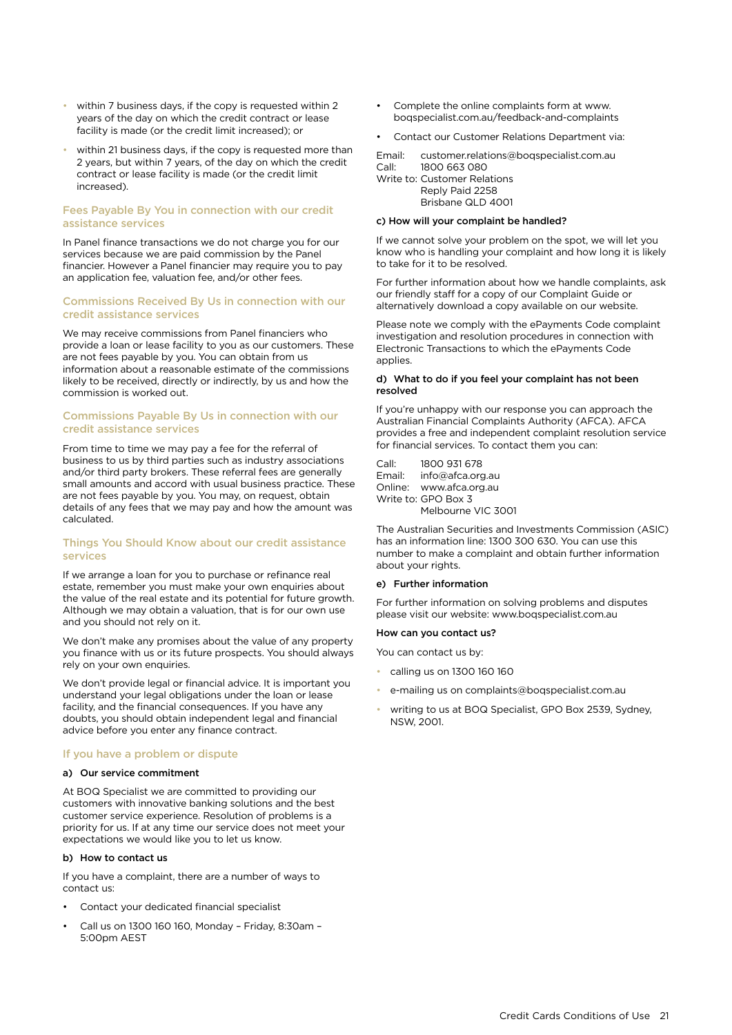- within 7 business days, if the copy is requested within 2 years of the day on which the credit contract or lease facility is made (or the credit limit increased); or
- within 21 business days, if the copy is requested more than 2 years, but within 7 years, of the day on which the credit contract or lease facility is made (or the credit limit increased).

### Fees Payable By You in connection with our credit assistance services

In Panel finance transactions we do not charge you for our services because we are paid commission by the Panel financier. However a Panel financier may require you to pay an application fee, valuation fee, and/or other fees.

### Commissions Received By Us in connection with our credit assistance services

We may receive commissions from Panel financiers who provide a loan or lease facility to you as our customers. These are not fees payable by you. You can obtain from us information about a reasonable estimate of the commissions likely to be received, directly or indirectly, by us and how the commission is worked out.

### Commissions Payable By Us in connection with our credit assistance services

From time to time we may pay a fee for the referral of business to us by third parties such as industry associations and/or third party brokers. These referral fees are generally small amounts and accord with usual business practice. These are not fees payable by you. You may, on request, obtain details of any fees that we may pay and how the amount was calculated.

### Things You Should Know about our credit assistance services

If we arrange a loan for you to purchase or refinance real estate, remember you must make your own enquiries about the value of the real estate and its potential for future growth. Although we may obtain a valuation, that is for our own use and you should not rely on it.

We don't make any promises about the value of any property you finance with us or its future prospects. You should always rely on your own enquiries.

We don't provide legal or financial advice. It is important you understand your legal obligations under the loan or lease facility, and the financial consequences. If you have any doubts, you should obtain independent legal and financial advice before you enter any finance contract.

### If you have a problem or dispute

#### a) Our service commitment

At BOQ Specialist we are committed to providing our customers with innovative banking solutions and the best customer service experience. Resolution of problems is a priority for us. If at any time our service does not meet your expectations we would like you to let us know.

#### b) How to contact us

If you have a complaint, there are a number of ways to contact us:

- Contact your dedicated financial specialist
- Call us on 1300 160 160, Monday – Friday, 8:30am – 5:00pm AEST
- Complete the online complaints form at www.boqspecialist.com.au/feedback-and-complaints
- Contact our Customer Relations Department via:

Email: customer.relations@boqspecialist.com.au
Call: 1800 663 080
Write to: Customer Relations
Reply Paid 2258
Brisbane QLD 4001

#### c) How will your complaint be handled?

If we cannot solve your problem on the spot, we will let you know who is handling your complaint and how long it is likely to take for it to be resolved.

For further information about how we handle complaints, ask our friendly staff for a copy of our Complaint Guide or alternatively download a copy available on our website.

Please note we comply with the ePayments Code complaint investigation and resolution procedures in connection with Electronic Transactions to which the ePayments Code applies.

#### d) What to do if you feel your complaint has not been resolved

If you're unhappy with our response you can approach the Australian Financial Complaints Authority (AFCA). AFCA provides a free and independent complaint resolution service for financial services. To contact them you can:

Call: 1800 931 678
Email: info@afca.org.au
Online: www.afca.org.au
Write to: GPO Box 3
Melbourne VIC 3001

The Australian Securities and Investments Commission (ASIC) has an information line: 1300 300 630. You can use this number to make a complaint and obtain further information about your rights.

#### e) Further information

For further information on solving problems and disputes please visit our website: www.boqspecialist.com.au

#### How can you contact us?

You can contact us by:

- calling us on 1300 160 160
- e-mailing us on complaints@boqspecialist.com.au
- writing to us at BOQ Specialist, GPO Box 2539, Sydney, NSW, 2001.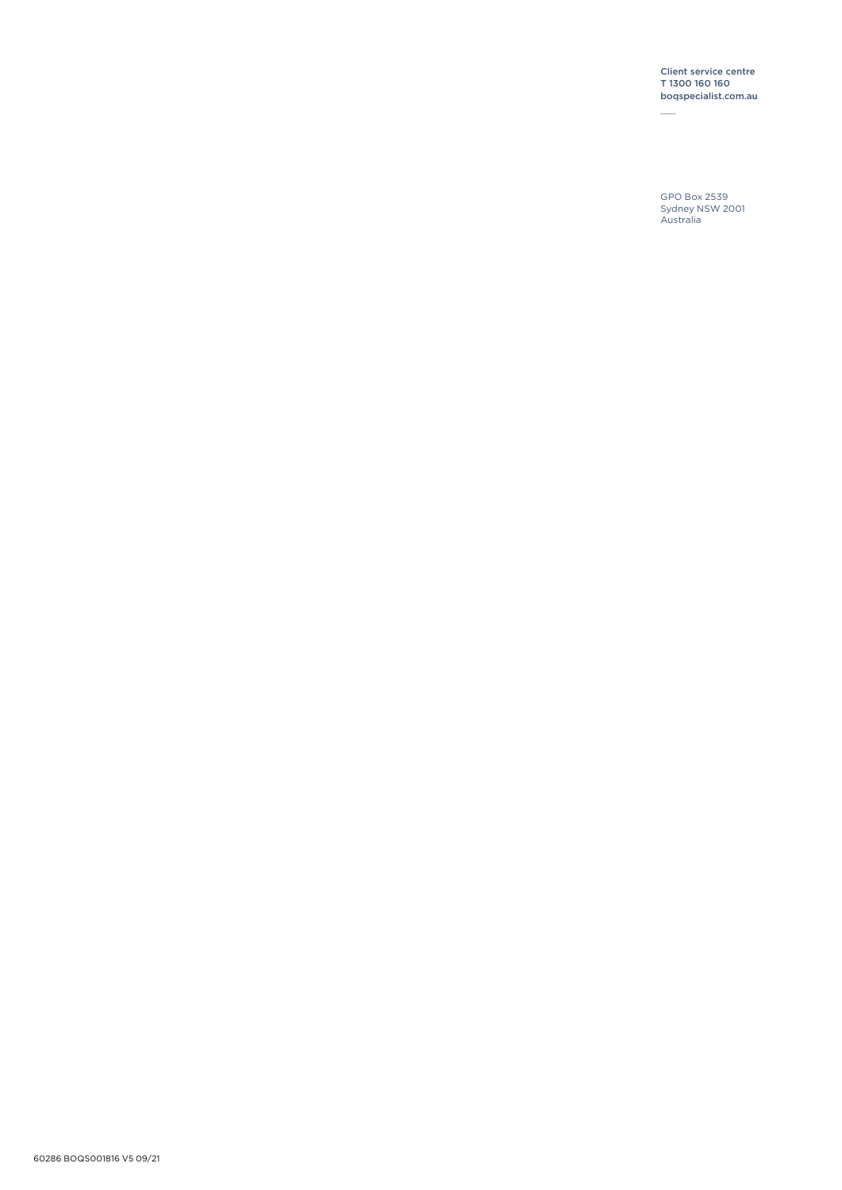**Client service centre**
**T 1300 160 160**
**boqspecialist.com.au**

GPO Box 2539
Sydney NSW 2001
Australia

60286 BOQS001816 V5 09/21